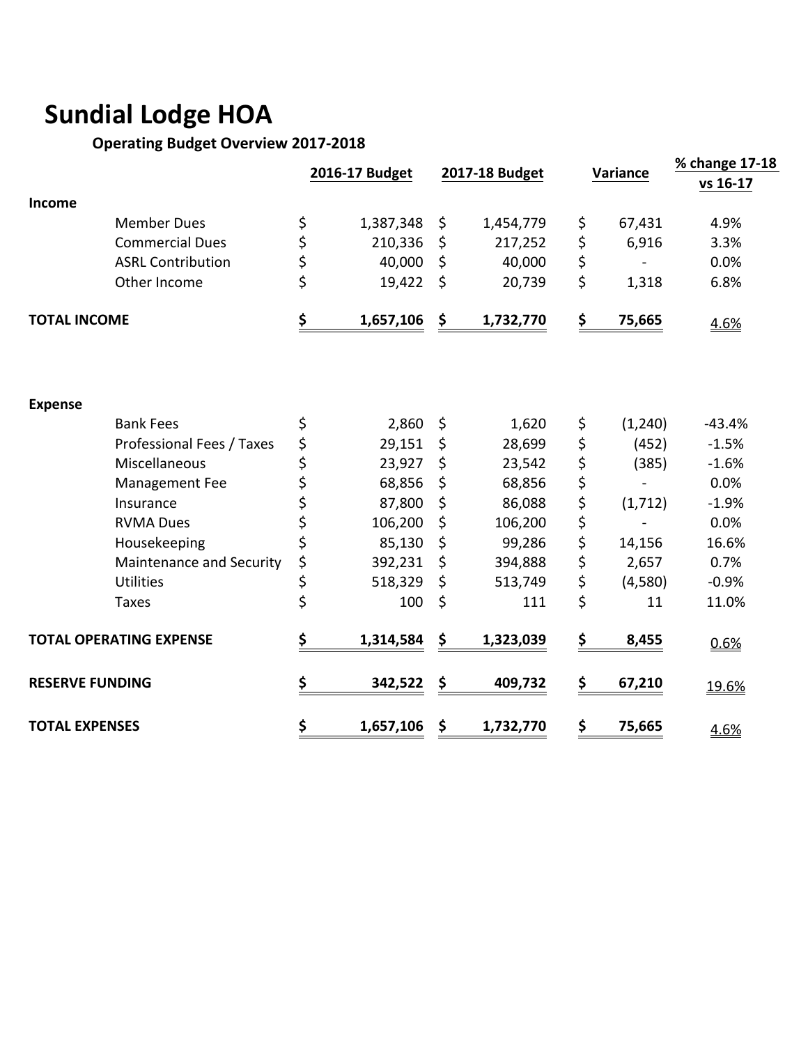# Sundial Lodge HOA

## Operating Budget Overview 2017-2018

| | | 2016-17 Budget | 2017-18 Budget | Variance | % change 17-18 vs 16-17 |
|---|---|---|---|---|---|
| **Income** | | | | | |
| | Member Dues | $ 1,387,348 | $ 1,454,779 | $ 67,431 | 4.9% |
| | Commercial Dues | $ 210,336 | $ 217,252 | $ 6,916 | 3.3% |
| | ASRL Contribution | $ 40,000 | $ 40,000 | $ - | 0.0% |
| | Other Income | $ 19,422 | $ 20,739 | $ 1,318 | 6.8% |
| **TOTAL INCOME** | | **$ 1,657,106** | **$ 1,732,770** | **$ 75,665** | 4.6% |
| **Expense** | | | | | |
| | Bank Fees | $ 2,860 | $ 1,620 | $ (1,240) | -43.4% |
| | Professional Fees / Taxes | $ 29,151 | $ 28,699 | $ (452) | -1.5% |
| | Miscellaneous | $ 23,927 | $ 23,542 | $ (385) | -1.6% |
| | Management Fee | $ 68,856 | $ 68,856 | $ - | 0.0% |
| | Insurance | $ 87,800 | $ 86,088 | $ (1,712) | -1.9% |
| | RVMA Dues | $ 106,200 | $ 106,200 | $ - | 0.0% |
| | Housekeeping | $ 85,130 | $ 99,286 | $ 14,156 | 16.6% |
| | Maintenance and Security | $ 392,231 | $ 394,888 | $ 2,657 | 0.7% |
| | Utilities | $ 518,329 | $ 513,749 | $ (4,580) | -0.9% |
| | Taxes | $ 100 | $ 111 | $ 11 | 11.0% |
| **TOTAL OPERATING EXPENSE** | | **$ 1,314,584** | **$ 1,323,039** | **$ 8,455** | 0.6% |
| **RESERVE FUNDING** | | **$ 342,522** | **$ 409,732** | **$ 67,210** | 19.6% |
| **TOTAL EXPENSES** | | **$ 1,657,106** | **$ 1,732,770** | **$ 75,665** | 4.6% |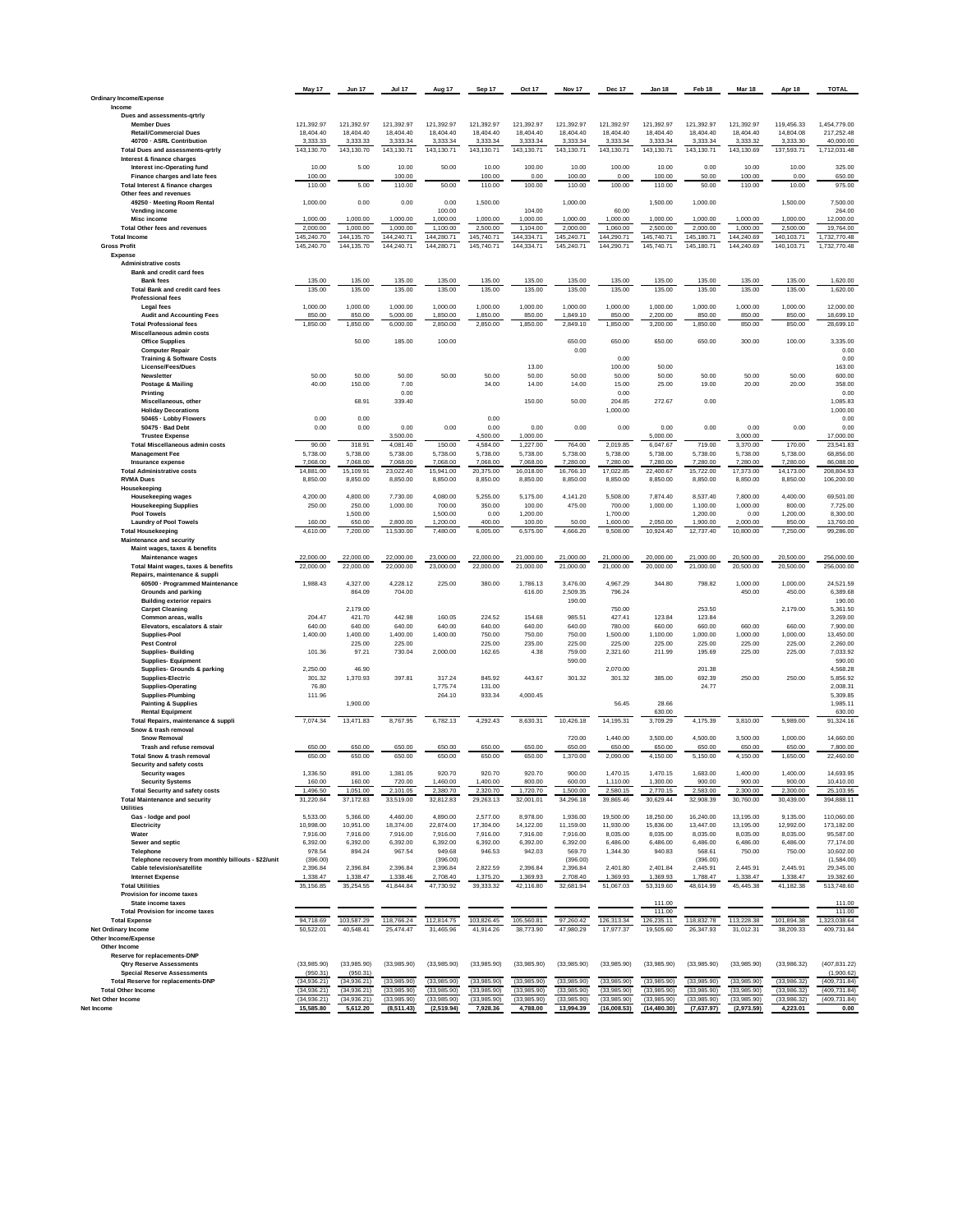| | May 17 | Jun 17 | Jul 17 | Aug 17 | Sep 17 | Oct 17 | Nov 17 | Dec 17 | Jan 18 | Feb 18 | Mar 18 | Apr 18 | TOTAL |
|---|---|---|---|---|---|---|---|---|---|---|---|---|---|
| **Ordinary Income/Expense** | | | | | | | | | | | | | |
| **Income** | | | | | | | | | | | | | |
| **Dues and assessments-qrtrly** | | | | | | | | | | | | | |
| Member Dues | 121,392.97 | 121,392.97 | 121,392.97 | 121,392.97 | 121,392.97 | 121,392.97 | 121,392.97 | 121,392.97 | 121,392.97 | 121,392.97 | 121,392.97 | 119,456.33 | 1,454,779.00 |
| Retail/Commercial Dues | 18,404.40 | 18,404.40 | 18,404.40 | 18,404.40 | 18,404.40 | 18,404.40 | 18,404.40 | 18,404.40 | 18,404.40 | 18,404.40 | 18,404.40 | 14,804.08 | 217,252.48 |
| 40700 · ASRL Contribution | 3,333.33 | 3,333.33 | 3,333.34 | 3,333.34 | 3,333.34 | 3,333.34 | 3,333.34 | 3,333.34 | 3,333.34 | 3,333.34 | 3,333.32 | 3,333.30 | 40,000.00 |
| **Total Dues and assessments-qrtrly** | 143,130.70 | 143,130.70 | 143,130.71 | 143,130.71 | 143,130.71 | 143,130.71 | 143,130.71 | 143,130.71 | 143,130.71 | 143,130.71 | 143,130.69 | 137,593.71 | 1,712,031.48 |
| **Interest & finance charges** | | | | | | | | | | | | | |
| Interest inc-Operating fund | 10.00 | 5.00 | 10.00 | 50.00 | 10.00 | 100.00 | 10.00 | 100.00 | 10.00 | 0.00 | 10.00 | 10.00 | 325.00 |
| Finance charges and late fees | 100.00 | | 100.00 | | 100.00 | 0.00 | 100.00 | 0.00 | 100.00 | 50.00 | 100.00 | 0.00 | 650.00 |
| **Total Interest & finance charges** | 110.00 | 5.00 | 110.00 | 50.00 | 110.00 | 100.00 | 110.00 | 100.00 | 110.00 | 50.00 | 110.00 | 10.00 | 975.00 |
| **Other fees and revenues** | | | | | | | | | | | | | |
| 49250 · Meeting Room Rental | 1,000.00 | 0.00 | 0.00 | 0.00 | 1,500.00 | | 1,000.00 | | 1,500.00 | 1,000.00 | | 1,500.00 | 7,500.00 |
| Vending income | | | | 100.00 | | 104.00 | | 60.00 | | | | | 264.00 |
| Misc income | 1,000.00 | 1,000.00 | 1,000.00 | 1,000.00 | 1,000.00 | 1,000.00 | 1,000.00 | 1,000.00 | 1,000.00 | 1,000.00 | 1,000.00 | 1,000.00 | 12,000.00 |
| **Total Other fees and revenues** | 2,000.00 | 1,000.00 | 1,000.00 | 1,100.00 | 2,500.00 | 1,104.00 | 2,000.00 | 1,060.00 | 2,500.00 | 2,000.00 | 1,000.00 | 2,500.00 | 19,764.00 |
| **Total Income** | 145,240.70 | 144,135.70 | 144,240.71 | 144,280.71 | 145,740.71 | 144,334.71 | 145,240.71 | 144,290.71 | 145,740.71 | 145,180.71 | 144,240.69 | 140,103.71 | 1,732,770.48 |
| **Gross Profit** | 145,240.70 | 144,135.70 | 144,240.71 | 144,280.71 | 145,740.71 | 144,334.71 | 145,240.71 | 144,290.71 | 145,740.71 | 145,180.71 | 144,240.69 | 140,103.71 | 1,732,770.48 |
| **Expense** | | | | | | | | | | | | | |
| **Administrative costs** | | | | | | | | | | | | | |
| **Bank and credit card fees** | | | | | | | | | | | | | |
| Bank fees | 135.00 | 135.00 | 135.00 | 135.00 | 135.00 | 135.00 | 135.00 | 135.00 | 135.00 | 135.00 | 135.00 | 135.00 | 1,620.00 |
| **Total Bank and credit card fees** | 135.00 | 135.00 | 135.00 | 135.00 | 135.00 | 135.00 | 135.00 | 135.00 | 135.00 | 135.00 | 135.00 | 135.00 | 1,620.00 |
| **Professional fees** | | | | | | | | | | | | | |
| Legal fees | 1,000.00 | 1,000.00 | 1,000.00 | 1,000.00 | 1,000.00 | 1,000.00 | 1,000.00 | 1,000.00 | 1,000.00 | 1,000.00 | 1,000.00 | 1,000.00 | 12,000.00 |
| Audit and Accounting Fees | 850.00 | 850.00 | 5,000.00 | 1,850.00 | 1,850.00 | 850.00 | 1,849.10 | 850.00 | 2,200.00 | 850.00 | 850.00 | 850.00 | 18,699.10 |
| **Total Professional fees** | 1,850.00 | 1,850.00 | 6,000.00 | 2,850.00 | 2,850.00 | 1,850.00 | 2,849.10 | 1,850.00 | 3,200.00 | 1,850.00 | 1,850.00 | 1,850.00 | 28,699.10 |
| **Miscellaneous admin costs** | | | | | | | | | | | | | |
| Office Supplies | | 50.00 | 185.00 | 100.00 | | | 650.00 | 650.00 | 650.00 | 650.00 | 300.00 | 100.00 | 3,335.00 |
| Computer Repair | | | | | | | 0.00 | | | | | | 0.00 |
| Training & Software Costs | | | | | | | | 0.00 | | | | | 0.00 |
| License/Fees/Dues | | | | | | 13.00 | | 100.00 | 50.00 | | | | 163.00 |
| Newsletter | 50.00 | 50.00 | 50.00 | 50.00 | 50.00 | 50.00 | 50.00 | 50.00 | 50.00 | 50.00 | 50.00 | 50.00 | 600.00 |
| Postage & Mailing | 40.00 | 150.00 | 7.00 | | 34.00 | 14.00 | 14.00 | 15.00 | 25.00 | 19.00 | 20.00 | 20.00 | 358.00 |
| Printing | | | 0.00 | | | | | 0.00 | | | | | 0.00 |
| Miscellaneous, other | | 68.91 | 339.40 | | | 150.00 | 50.00 | 204.85 | 272.67 | 0.00 | | | 1,085.83 |
| Holiday Decorations | | | | | | | | 1,000.00 | | | | | 1,000.00 |
| 50465 · Lobby Flowers | 0.00 | 0.00 | | | 0.00 | | | | | | | | 0.00 |
| 50475 · Bad Debt | 0.00 | 0.00 | 0.00 | 0.00 | 0.00 | 0.00 | 0.00 | 0.00 | 0.00 | 0.00 | 0.00 | 0.00 | 0.00 |
| Trustee Expense | | | 3,500.00 | | 4,500.00 | 1,000.00 | | | 5,000.00 | | 3,000.00 | | 17,000.00 |
| **Total Miscellaneous admin costs** | 90.00 | 318.91 | 4,081.40 | 150.00 | 4,584.00 | 1,227.00 | 764.00 | 2,019.85 | 6,047.67 | 719.00 | 3,370.00 | 170.00 | 23,541.83 |
| Management Fee | 5,738.00 | 5,738.00 | 5,738.00 | 5,738.00 | 5,738.00 | 5,738.00 | 5,738.00 | 5,738.00 | 5,738.00 | 5,738.00 | 5,738.00 | 5,738.00 | 68,856.00 |
| Insurance expense | 7,068.00 | 7,068.00 | 7,068.00 | 7,068.00 | 7,068.00 | 7,068.00 | 7,280.00 | 7,280.00 | 7,280.00 | 7,280.00 | 7,280.00 | 7,280.00 | 86,088.00 |
| **Total Administrative costs** | 14,881.00 | 15,109.91 | 23,022.40 | 15,941.00 | 20,375.00 | 16,018.00 | 16,766.10 | 17,022.85 | 22,400.67 | 15,722.00 | 17,373.00 | 14,173.00 | 208,804.93 |
| **RVMA Dues** | 8,850.00 | 8,850.00 | 8,850.00 | 8,850.00 | 8,850.00 | 8,850.00 | 8,850.00 | 8,850.00 | 8,850.00 | 8,850.00 | 8,850.00 | 8,850.00 | 106,200.00 |
| **Housekeeping** | | | | | | | | | | | | | |
| Housekeeping wages | 4,200.00 | 4,800.00 | 7,730.00 | 4,080.00 | 5,255.00 | 5,175.00 | 4,141.20 | 5,508.00 | 7,874.40 | 8,537.40 | 7,800.00 | 4,400.00 | 69,501.00 |
| Housekeeping Supplies | 250.00 | 250.00 | 1,000.00 | 700.00 | 350.00 | 100.00 | 475.00 | 700.00 | 1,000.00 | 1,100.00 | 1,000.00 | 800.00 | 7,725.00 |
| Pool Towels | | 1,500.00 | | 1,500.00 | 0.00 | 1,200.00 | | 1,700.00 | | 1,200.00 | 0.00 | 1,200.00 | 8,300.00 |
| Laundry of Pool Towels | 160.00 | 650.00 | 2,800.00 | 1,200.00 | 400.00 | 100.00 | 50.00 | 1,600.00 | 2,050.00 | 1,900.00 | 2,000.00 | 850.00 | 13,760.00 |
| **Total Housekeeping** | 4,610.00 | 7,200.00 | 11,530.00 | 7,480.00 | 6,005.00 | 6,575.00 | 4,666.20 | 9,508.00 | 10,924.40 | 12,737.40 | 10,800.00 | 7,250.00 | 99,286.00 |
| **Maintenance and security** | | | | | | | | | | | | | |
| **Maint wages, taxes & benefits** | | | | | | | | | | | | | |
| Maintenance wages | 22,000.00 | 22,000.00 | 22,000.00 | 23,000.00 | 22,000.00 | 21,000.00 | 21,000.00 | 21,000.00 | 20,000.00 | 21,000.00 | 20,500.00 | 20,500.00 | 256,000.00 |
| **Total Maint wages, taxes & benefits** | 22,000.00 | 22,000.00 | 22,000.00 | 23,000.00 | 22,000.00 | 21,000.00 | 21,000.00 | 21,000.00 | 20,000.00 | 21,000.00 | 20,500.00 | 20,500.00 | 256,000.00 |
| **Repairs, maintenance & suppli** | | | | | | | | | | | | | |
| 60500 · Programmed Maintenance | 1,988.43 | 4,327.00 | 4,228.12 | 225.00 | 380.00 | 1,786.13 | 3,476.00 | 4,967.29 | 344.80 | 798.82 | 1,000.00 | 1,000.00 | 24,521.59 |
| Grounds and parking | | 864.09 | 704.00 | | | 616.00 | 2,509.35 | 796.24 | | | 450.00 | 450.00 | 6,389.68 |
| Building exterior repairs | | | | | | | 190.00 | | | | | | 190.00 |
| Carpet Cleaning | | 2,179.00 | | | | | | 750.00 | | 253.50 | | 2,179.00 | 5,361.50 |
| Common areas, walls | 204.47 | 421.70 | 442.98 | 160.05 | 224.52 | 154.68 | 985.51 | 427.41 | 123.84 | 123.84 | | | 3,269.00 |
| Elevators, escalators & stair | 640.00 | 640.00 | 640.00 | 640.00 | 640.00 | 640.00 | 640.00 | 780.00 | 660.00 | 660.00 | 660.00 | 660.00 | 7,900.00 |
| Supplies-Pool | 1,400.00 | 1,400.00 | 1,400.00 | 1,400.00 | 750.00 | 750.00 | 750.00 | 1,500.00 | 1,100.00 | 1,000.00 | 1,000.00 | 1,000.00 | 13,450.00 |
| Pest Control | | 225.00 | 225.00 | | 225.00 | 235.00 | 225.00 | 225.00 | 225.00 | 225.00 | 225.00 | 225.00 | 2,260.00 |
| Supplies- Building | 101.36 | 97.21 | 730.04 | 2,000.00 | 162.65 | 4.38 | 759.00 | 2,321.60 | 211.99 | 195.69 | 225.00 | 225.00 | 7,033.92 |
| Supplies- Equipment | | | | | | | 590.00 | | | | | | 590.00 |
| Supplies- Grounds & parking | 2,250.00 | 46.90 | | | | | | 2,070.00 | | 201.38 | | | 4,568.28 |
| Supplies-Electric | 301.32 | 1,370.93 | 397.81 | 317.24 | 845.92 | 443.67 | 301.32 | 301.32 | 385.00 | 692.39 | 250.00 | 250.00 | 5,856.92 |
| Supplies-Operating | 76.80 | | | 1,775.74 | 131.00 | | | | | 24.77 | | | 2,008.31 |
| Supplies-Plumbing | 111.96 | | | 264.10 | 933.34 | 4,000.45 | | | | | | | 5,309.85 |
| Painting & Supplies | | 1,900.00 | | | | | | 56.45 | 28.66 | | | | 1,985.11 |
| Rental Equipment | | | | | | | | | 630.00 | | | | 630.00 |
| **Total Repairs, maintenance & suppli** | 7,074.34 | 13,471.83 | 8,767.95 | 6,782.13 | 4,292.43 | 8,630.31 | 10,426.18 | 14,195.31 | 3,709.29 | 4,175.39 | 3,810.00 | 5,989.00 | 91,324.16 |
| **Snow & trash removal** | | | | | | | | | | | | | |
| Snow Removal | | | | | | | 720.00 | 1,440.00 | 3,500.00 | 4,500.00 | 3,500.00 | 1,000.00 | 14,660.00 |
| Trash and refuse removal | 650.00 | 650.00 | 650.00 | 650.00 | 650.00 | 650.00 | 650.00 | 650.00 | 650.00 | 650.00 | 650.00 | 650.00 | 7,800.00 |
| **Total Snow & trash removal** | 650.00 | 650.00 | 650.00 | 650.00 | 650.00 | 650.00 | 1,370.00 | 2,090.00 | 4,150.00 | 5,150.00 | 4,150.00 | 1,650.00 | 22,460.00 |
| **Security and safety costs** | | | | | | | | | | | | | |
| Security wages | 1,336.50 | 891.00 | 1,381.05 | 920.70 | 920.70 | 920.70 | 900.00 | 1,470.15 | 1,470.15 | 1,683.00 | 1,400.00 | 1,400.00 | 14,693.95 |
| Security Systems | 160.00 | 160.00 | 720.00 | 1,460.00 | 1,400.00 | 800.00 | 600.00 | 1,110.00 | 1,300.00 | 900.00 | 900.00 | 900.00 | 10,410.00 |
| **Total Security and safety costs** | 1,496.50 | 1,051.00 | 2,101.05 | 2,380.70 | 2,320.70 | 1,720.70 | 1,500.00 | 2,580.15 | 2,770.15 | 2,583.00 | 2,300.00 | 2,300.00 | 25,103.95 |
| **Total Maintenance and security** | 31,220.84 | 37,172.83 | 33,519.00 | 32,812.83 | 29,263.13 | 32,001.01 | 34,296.18 | 39,865.46 | 30,629.44 | 32,908.39 | 30,760.00 | 30,439.00 | 394,888.11 |
| **Utilities** | | | | | | | | | | | | | |
| Gas - lodge and pool | 5,533.00 | 5,366.00 | 4,460.00 | 4,890.00 | 2,577.00 | 8,978.00 | 1,936.00 | 19,500.00 | 18,250.00 | 16,240.00 | 13,195.00 | 9,135.00 | 110,060.00 |
| Electricity | 10,998.00 | 10,951.00 | 18,374.00 | 22,874.00 | 17,304.00 | 14,122.00 | 11,159.00 | 11,930.00 | 15,836.00 | 13,447.00 | 13,195.00 | 12,992.00 | 173,182.00 |
| Water | 7,916.00 | 7,916.00 | 7,916.00 | 7,916.00 | 7,916.00 | 7,916.00 | 7,916.00 | 8,035.00 | 8,035.00 | 8,035.00 | 8,035.00 | 8,035.00 | 95,587.00 |
| Sewer and septic | 6,392.00 | 6,392.00 | 6,392.00 | 6,392.00 | 6,392.00 | 6,392.00 | 6,392.00 | 6,486.00 | 6,486.00 | 6,486.00 | 6,486.00 | 6,486.00 | 77,174.00 |
| Telephone | 978.54 | 894.24 | 967.54 | 949.68 | 946.53 | 942.03 | 569.70 | 1,344.30 | 940.83 | 568.61 | 750.00 | 750.00 | 10,602.00 |
| Telephone recovery from monthly billouts - $22/unit | (396.00) | | | (396.00) | | | (396.00) | | | (396.00) | | | (1,584.00) |
| Cable television/satellite | 2,396.84 | 2,396.84 | 2,396.84 | 2,396.84 | 2,822.59 | 2,396.84 | 2,396.84 | 2,401.80 | 2,401.84 | 2,445.91 | 2,445.91 | 2,445.91 | 29,345.00 |
| Internet Expense | 1,338.47 | 1,338.47 | 1,338.46 | 2,708.40 | 1,375.20 | 1,369.93 | 2,708.40 | 1,369.93 | 1,369.93 | 1,788.47 | 1,338.47 | 1,338.47 | 19,382.60 |
| **Total Utilities** | 35,156.85 | 35,254.55 | 41,844.84 | 47,730.92 | 39,333.32 | 42,116.80 | 32,681.94 | 51,067.03 | 53,319.60 | 48,614.99 | 45,445.38 | 41,182.38 | 513,748.60 |
| **Provision for income taxes** | | | | | | | | | | | | | |
| State income taxes | | | | | | | | | 111.00 | | | | 111.00 |
| **Total Provision for income taxes** | | | | | | | | | 111.00 | | | | 111.00 |
| **Total Expense** | 94,718.69 | 103,587.29 | 118,766.24 | 112,814.75 | 103,826.45 | 105,560.81 | 97,260.42 | 126,313.34 | 126,235.11 | 118,832.78 | 113,228.38 | 101,894.38 | 1,323,038.64 |
| **Net Ordinary Income** | 50,522.01 | 40,548.41 | 25,474.47 | 31,465.96 | 41,914.26 | 38,773.90 | 47,980.29 | 17,977.37 | 19,505.60 | 26,347.93 | 31,012.31 | 38,209.33 | 409,731.84 |
| **Other Income/Expense** | | | | | | | | | | | | | |
| **Other Income** | | | | | | | | | | | | | |
| **Reserve for replacements-DNP** | | | | | | | | | | | | | |
| Qtry Reserve Assessments | (33,985.90) | (33,985.90) | (33,985.90) | (33,985.90) | (33,985.90) | (33,985.90) | (33,985.90) | (33,985.90) | (33,985.90) | (33,985.90) | (33,985.90) | (33,986.32) | (407,831.22) |
| Special Reserve Assessments | (950.31) | (950.31) | | | | | | | | | | | (1,900.62) |
| **Total Reserve for replacements-DNP** | (34,936.21) | (34,936.21) | (33,985.90) | (33,985.90) | (33,985.90) | (33,985.90) | (33,985.90) | (33,985.90) | (33,985.90) | (33,985.90) | (33,985.90) | (33,986.32) | (409,731.84) |
| **Total Other Income** | (34,936.21) | (34,936.21) | (33,985.90) | (33,985.90) | (33,985.90) | (33,985.90) | (33,985.90) | (33,985.90) | (33,985.90) | (33,985.90) | (33,985.90) | (33,986.32) | (409,731.84) |
| **Net Other Income** | (34,936.21) | (34,936.21) | (33,985.90) | (33,985.90) | (33,985.90) | (33,985.90) | (33,985.90) | (33,985.90) | (33,985.90) | (33,985.90) | (33,985.90) | (33,986.32) | (409,731.84) |
| **Net Income** | 15,585.80 | 5,612.20 | (8,511.43) | (2,519.94) | 7,928.36 | 4,788.00 | 13,994.39 | (16,008.53) | (14,480.30) | (7,637.97) | (2,973.59) | 4,223.01 | 0.00 |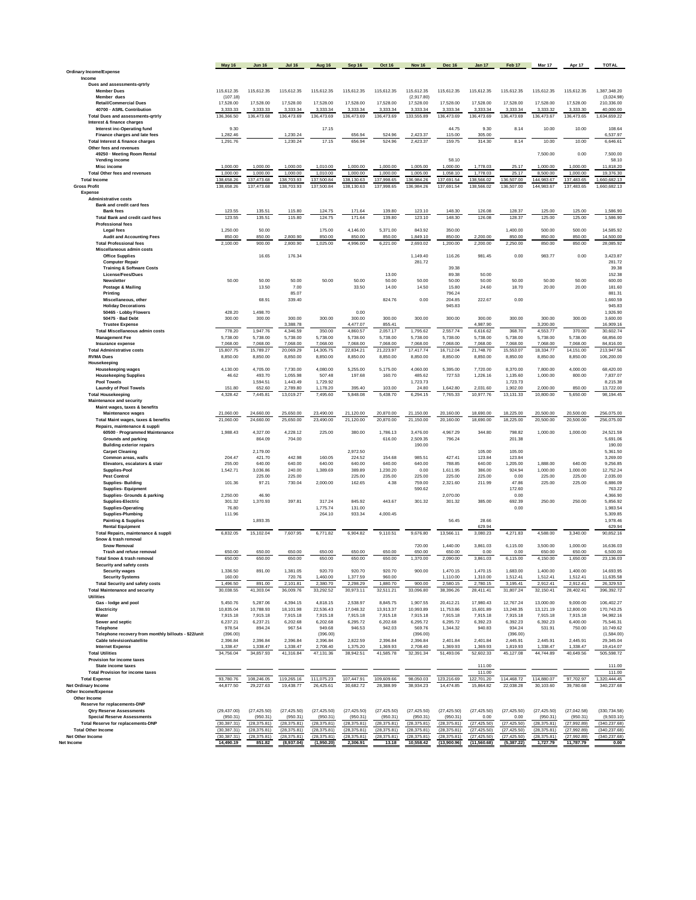| | May 16 | Jun 16 | Jul 16 | Aug 16 | Sep 16 | Oct 16 | Nov 16 | Dec 16 | Jan 17 | Feb 17 | Mar 17 | Apr 17 | TOTAL |
|---|---|---|---|---|---|---|---|---|---|---|---|---|---|
| **Ordinary Income/Expense** | | | | | | | | | | | | | |
| **Income** | | | | | | | | | | | | | |
| **Dues and assessments-qrtrly** | | | | | | | | | | | | | |
| Member Dues | 115,612.35 | 115,612.35 | 115,612.35 | 115,612.35 | 115,612.35 | 115,612.35 | 115,612.35 | 115,612.35 | 115,612.35 | 115,612.35 | 115,612.35 | 115,612.35 | 1,387,348.20 |
| Member dues | (107.18) | | | | | | (2,917.80) | | | | | | (3,024.98) |
| Retail/Commercial Dues | 17,528.00 | 17,528.00 | 17,528.00 | 17,528.00 | 17,528.00 | 17,528.00 | 17,528.00 | 17,528.00 | 17,528.00 | 17,528.00 | 17,528.00 | 17,528.00 | 210,336.00 |
| 40700 · ASRL Contribution | 3,333.33 | 3,333.33 | 3,333.34 | 3,333.33 | 3,333.33 | 3,333.33 | 3,333.34 | 3,333.33 | 3,333.33 | 3,333.34 | 3,333.32 | 3,333.30 | 40,000.00 |
| Total Dues and assessments-qrtrly | 136,366.50 | 136,473.68 | 136,473.69 | 136,473.69 | 136,473.69 | 136,473.69 | 133,555.89 | 136,473.69 | 136,473.69 | 136,473.69 | 136,473.67 | 136,473.65 | 1,634,659.22 |
| **Interest & finance charges** | | | | | | | | | | | | | |
| Interest inc-Operating fund | 9.30 | | | 17.15 | | | | 44.75 | 9.30 | 8.14 | 10.00 | 10.00 | 108.64 |
| Finance charges and late fees | 1,282.46 | | 1,230.24 | | 656.94 | 524.96 | 2,423.37 | 115.00 | 305.00 | | | | 6,537.97 |
| Total Interest & finance charges | 1,291.76 | | 1,230.24 | 17.15 | 656.94 | 524.96 | 2,423.37 | 159.75 | 314.30 | 8.14 | 10.00 | 10.00 | 6,646.61 |
| **Other fees and revenues** | | | | | | | | | | | | | |
| 49250 · Meeting Room Rental | | | | | | | | | | | 7,500.00 | 0.00 | 7,500.00 |
| Vending income | | | | | | | | 58.10 | | | | | 58.10 |
| Misc income | 1,000.00 | 1,000.00 | 1,000.00 | 1,010.00 | 1,000.00 | 1,000.00 | 1,005.00 | 1,000.00 | 1,778.03 | 25.17 | 1,000.00 | 1,000.00 | 11,818.20 |
| Total Other fees and revenues | 1,000.00 | 1,000.00 | 1,000.00 | 1,010.00 | 1,000.00 | 1,000.00 | 1,005.00 | 1,058.10 | 1,778.03 | 25.17 | 8,500.00 | 1,000.00 | 19,376.30 |
| **Total Income** | 138,658.26 | 137,473.68 | 138,703.93 | 137,500.84 | 138,130.63 | 137,998.65 | 136,984.26 | 137,691.54 | 138,566.02 | 136,507.00 | 144,983.67 | 137,483.65 | 1,660,682.13 |
| **Gross Profit** | 138,658.26 | 137,473.68 | 138,703.93 | 137,500.84 | 138,130.63 | 137,998.65 | 136,984.26 | 137,691.54 | 138,566.02 | 136,507.00 | 144,983.67 | 137,483.65 | 1,660,682.13 |
| **Expense** | | | | | | | | | | | | | |
| **Administrative costs** | | | | | | | | | | | | | |
| **Bank and credit card fees** | | | | | | | | | | | | | |
| Bank fees | 123.55 | 135.51 | 115.80 | 124.75 | 171.64 | 139.80 | 123.10 | 148.30 | 126.08 | 128.37 | 125.00 | 125.00 | 1,586.90 |
| Total Bank and credit card fees | 123.55 | 135.51 | 115.80 | 124.75 | 171.64 | 139.80 | 123.10 | 148.30 | 126.08 | 128.37 | 125.00 | 125.00 | 1,586.90 |
| **Professional fees** | | | | | | | | | | | | | |
| Legal fees | 1,250.00 | 50.00 | | 175.00 | 4,146.00 | 5,371.00 | 843.92 | 350.00 | | 1,400.00 | 500.00 | 500.00 | 14,585.92 |
| Audit and Accounting Fees | 850.00 | 850.00 | 2,800.90 | 850.00 | 850.00 | 850.00 | 1,849.10 | 850.00 | 2,200.00 | 850.00 | 850.00 | 850.00 | 14,500.00 |
| Total Professional fees | 2,100.00 | 900.00 | 2,800.90 | 1,025.00 | 4,996.00 | 6,221.00 | 2,693.02 | 1,200.00 | 2,200.00 | 2,250.00 | 850.00 | 850.00 | 28,085.92 |
| **Miscellaneous admin costs** | | | | | | | | | | | | | |
| Office Supplies | | 16.65 | 176.34 | | | | 1,149.40 | 116.26 | 981.45 | 0.00 | 983.77 | 0.00 | 3,423.87 |
| Computer Repair | | | | | | | 281.72 | | | | | | 281.72 |
| Training & Software Costs | | | | | | | | 39.38 | | | | | 39.38 |
| License/Fees/Dues | | | | | | 13.00 | | 89.38 | 50.00 | | | | 152.38 |
| Newsletter | 50.00 | 50.00 | 50.00 | 50.00 | 50.00 | 50.00 | 50.00 | 50.00 | 50.00 | 50.00 | 50.00 | 50.00 | 600.00 |
| Postage & Mailing | | 13.50 | 7.00 | | 33.50 | 14.00 | 14.50 | 15.80 | 24.60 | 18.70 | 20.00 | 20.00 | 181.60 |
| Printing | | | 85.07 | | | | | 796.24 | | | | | 881.31 |
| Miscellaneous, other | | 68.91 | 339.40 | | | 824.76 | 0.00 | 204.85 | 222.67 | 0.00 | | | 1,660.59 |
| Holiday Decorations | | | | | | | | 945.83 | | | | | 945.83 |
| 50465 · Lobby Flowers | 428.20 | 1,498.70 | | | 0.00 | | | | | | | | 1,926.90 |
| 50475 · Bad Debt | 300.00 | 300.00 | 300.00 | 300.00 | 300.00 | 300.00 | 300.00 | 300.00 | 300.00 | 300.00 | 300.00 | 300.00 | 3,600.00 |
| Trustee Expense | | | 3,388.78 | | 4,477.07 | 855.41 | | | 4,987.90 | | 3,200.00 | | 16,909.16 |
| Total Miscellaneous admin costs | 778.20 | 1,947.76 | 4,346.59 | 350.00 | 4,860.57 | 2,057.17 | 1,795.62 | 2,557.74 | 6,616.62 | 368.70 | 4,553.77 | 370.00 | 30,602.74 |
| Management Fee | 5,738.00 | 5,738.00 | 5,738.00 | 5,738.00 | 5,738.00 | 5,738.00 | 5,738.00 | 5,738.00 | 5,738.00 | 5,738.00 | 5,738.00 | 5,738.00 | 68,856.00 |
| Insurance expense | 7,068.00 | 7,068.00 | 7,068.00 | 7,068.00 | 7,068.00 | 7,068.00 | 7,068.00 | 7,068.00 | 7,068.00 | 7,068.00 | 7,068.00 | 7,068.00 | 84,816.00 |
| Total Administrative costs | 15,807.75 | 15,789.27 | 20,069.29 | 14,305.75 | 22,834.21 | 21,223.97 | 17,417.74 | 16,712.04 | 21,748.70 | 15,553.07 | 18,334.77 | 14,151.00 | 213,947.56 |
| RVMA Dues | 8,850.00 | 8,850.00 | 8,850.00 | 8,850.00 | 8,850.00 | 8,850.00 | 8,850.00 | 8,850.00 | 8,850.00 | 8,850.00 | 8,850.00 | 8,850.00 | 106,200.00 |
| **Housekeeping** | | | | | | | | | | | | | |
| Housekeeping wages | 4,130.00 | 4,705.00 | 7,730.00 | 4,080.00 | 5,255.00 | 5,175.00 | 4,060.00 | 5,395.00 | 7,720.00 | 8,370.00 | 7,800.00 | 4,000.00 | 68,420.00 |
| Housekeeping Supplies | 46.62 | 493.70 | 1,055.98 | 507.48 | 197.68 | 160.70 | 485.62 | 727.53 | 1,226.16 | 1,135.60 | 1,000.00 | 800.00 | 7,837.07 |
| Pool Towels | | 1,594.51 | 1,443.49 | 1,729.92 | | | 1,723.73 | | | 1,723.73 | | | 8,215.38 |
| Laundry of Pool Towels | 151.80 | 652.60 | 2,789.80 | 1,178.20 | 395.40 | 103.00 | 24.80 | 1,642.80 | 2,031.60 | 1,902.00 | 2,000.00 | 850.00 | 13,722.00 |
| Total Housekeeping | 4,328.42 | 7,445.81 | 13,019.27 | 7,495.60 | 5,848.08 | 5,438.70 | 6,294.15 | 7,765.33 | 10,977.76 | 13,131.33 | 10,800.00 | 5,650.00 | 98,194.45 |
| **Maintenance and security** | | | | | | | | | | | | | |
| **Maint wages, taxes & benefits** | | | | | | | | | | | | | |
| Maintenance wages | 21,060.00 | 24,660.00 | 25,650.00 | 23,490.00 | 21,120.00 | 20,870.00 | 21,150.00 | 20,160.00 | 18,690.00 | 18,225.00 | 20,500.00 | 20,500.00 | 256,075.00 |
| Total Maint wages, taxes & benefits | 21,060.00 | 24,660.00 | 25,650.00 | 23,490.00 | 21,120.00 | 20,870.00 | 21,150.00 | 20,160.00 | 18,690.00 | 18,225.00 | 20,500.00 | 20,500.00 | 256,075.00 |
| **Repairs, maintenance & suppli** | | | | | | | | | | | | | |
| 60500 · Programmed Maintenance | 1,988.43 | 4,327.00 | 4,228.12 | 225.00 | 380.00 | 1,786.13 | 3,476.00 | 4,967.29 | 344.80 | 798.82 | 1,000.00 | 1,000.00 | 24,521.59 |
| Grounds and parking | | 864.09 | 704.00 | | | 616.00 | 2,509.35 | 796.24 | | 201.38 | | | 5,691.06 |
| Building exterior repairs | | | | | | | 190.00 | | | | | | 190.00 |
| Carpet Cleaning | | 2,179.00 | | | 2,972.50 | | | | 105.00 | 105.00 | | | 5,361.50 |
| Common areas, walls | 204.47 | 421.70 | 442.98 | 160.05 | 224.52 | 154.68 | 985.51 | 427.41 | 123.84 | 123.84 | | | 3,269.00 |
| Elevators, escalators & stair | 255.00 | 640.00 | 640.00 | 640.00 | 640.00 | 640.00 | 640.00 | 788.85 | 640.00 | 1,205.00 | 1,888.00 | 640.00 | 9,256.85 |
| Supplies-Pool | 1,542.71 | 3,036.86 | 240.00 | 1,389.69 | 389.89 | 1,230.20 | 0.00 | 1,611.95 | 386.00 | 924.94 | 1,000.00 | 1,000.00 | 12,752.24 |
| Pest Control | | 225.00 | 225.00 | | 225.00 | 235.00 | 225.00 | 225.00 | 225.00 | 0.00 | 225.00 | 225.00 | 2,035.00 |
| Supplies- Building | 101.36 | 97.21 | 730.04 | 2,000.00 | 162.65 | 4.38 | 759.00 | 2,321.60 | 211.99 | 47.86 | 225.00 | 225.00 | 6,886.09 |
| Supplies- Equipment | | | | | | | 590.62 | | | 172.60 | | | 763.22 |
| Supplies- Grounds & parking | 2,250.00 | 46.90 | | | | | | 2,070.00 | | 0.00 | | | 4,366.90 |
| Supplies-Electric | 301.32 | 1,370.93 | 397.81 | 317.24 | 845.92 | 443.67 | 301.32 | 301.32 | 385.00 | 692.39 | 250.00 | 250.00 | 5,856.92 |
| Supplies-Operating | 76.80 | | | 1,775.74 | 131.00 | | | | | 0.00 | | | 1,983.54 |
| Supplies-Plumbing | 111.96 | | | 264.10 | 933.34 | 4,000.45 | | | | | | | 5,309.85 |
| Painting & Supplies | | 1,893.35 | | | | | | 56.45 | 28.66 | | | | 1,978.46 |
| Rental Equipment | | | | | | | | | 629.94 | | | | 629.94 |
| Total Repairs, maintenance & suppli | 6,832.05 | 15,102.04 | 7,607.95 | 6,771.82 | 6,904.82 | 9,110.51 | 9,676.80 | 13,566.11 | 3,080.23 | 4,271.83 | 4,588.00 | 3,340.00 | 90,852.16 |
| **Snow & trash removal** | | | | | | | | | | | | | |
| Snow Removal | | | | | | | 720.00 | 1,440.00 | 3,861.03 | 6,115.00 | 3,500.00 | 1,000.00 | 16,636.03 |
| Trash and refuse removal | 650.00 | 650.00 | 650.00 | 650.00 | 650.00 | 650.00 | 650.00 | 650.00 | 0.00 | 0.00 | 650.00 | 650.00 | 6,500.00 |
| Total Snow & trash removal | 650.00 | 650.00 | 650.00 | 650.00 | 650.00 | 650.00 | 1,370.00 | 2,090.00 | 3,861.03 | 6,115.00 | 4,150.00 | 1,650.00 | 23,136.03 |
| **Security and safety costs** | | | | | | | | | | | | | |
| Security wages | 1,336.50 | 891.00 | 1,381.05 | 920.70 | 920.70 | 920.70 | 900.00 | 1,470.15 | 1,470.15 | 1,683.00 | 1,400.00 | 1,400.00 | 14,693.95 |
| Security Systems | 160.00 | | 720.76 | 1,460.00 | 1,377.59 | 960.00 | | 1,110.00 | 1,310.00 | 1,512.41 | 1,512.41 | 1,512.41 | 11,635.58 |
| Total Security and safety costs | 1,496.50 | 891.00 | 2,101.81 | 2,380.70 | 2,298.29 | 1,880.70 | 900.00 | 2,580.15 | 2,780.15 | 3,195.41 | 2,912.41 | 2,912.41 | 26,329.53 |
| Total Maintenance and security | 30,038.55 | 41,303.04 | 36,009.76 | 33,292.52 | 30,973.11 | 32,511.21 | 33,096.80 | 38,396.26 | 28,411.41 | 31,807.24 | 32,150.41 | 28,402.41 | 396,392.72 |
| **Utilities** | | | | | | | | | | | | | |
| Gas - lodge and pool | 5,450.76 | 5,287.06 | 4,394.15 | 4,818.15 | 2,538.97 | 8,845.75 | 1,907.55 | 20,412.21 | 17,980.43 | 12,767.24 | 13,000.00 | 9,000.00 | 106,402.27 |
| Electricity | 10,835.04 | 10,788.93 | 18,101.98 | 22,536.43 | 17,048.32 | 13,913.37 | 10,993.89 | 11,753.86 | 15,601.89 | 13,248.35 | 13,121.19 | 12,800.00 | 170,743.25 |
| Water | 7,915.18 | 7,915.18 | 7,915.18 | 7,915.18 | 7,915.18 | 7,915.18 | 7,915.18 | 7,915.18 | 7,915.18 | 7,915.18 | 7,915.18 | 7,915.18 | 94,982.16 |
| Sewer and septic | 6,237.21 | 6,237.21 | 6,202.68 | 6,202.68 | 6,295.72 | 6,202.68 | 6,295.72 | 6,295.72 | 6,392.23 | 6,392.23 | 6,392.23 | 6,400.00 | 75,546.31 |
| Telephone | 978.54 | 894.24 | 967.54 | 949.68 | 946.53 | 942.03 | 569.76 | 1,344.32 | 940.83 | 934.24 | 531.91 | 750.00 | 10,749.62 |
| Telephone recovery from monthly billouts - $22/unit | (396.00) | | | (396.00) | | | (396.00) | | | (396.00) | | | (1,584.00) |
| Cable television/satellite | 2,396.84 | 2,396.84 | 2,396.84 | 2,396.84 | 2,822.59 | 2,396.84 | 2,396.84 | 2,401.84 | 2,401.84 | 2,445.91 | 2,445.91 | 2,445.91 | 29,345.04 |
| Internet Expense | 1,338.47 | 1,338.47 | 1,338.47 | 2,708.40 | 1,375.20 | 1,369.93 | 2,708.40 | 1,369.93 | 1,369.93 | 1,819.93 | 1,338.47 | 1,338.47 | 19,414.07 |
| Total Utilities | 34,756.04 | 34,857.93 | 41,316.84 | 47,131.36 | 38,942.51 | 41,585.78 | 32,391.34 | 51,493.06 | 52,602.33 | 45,127.08 | 44,744.89 | 40,649.56 | 505,598.72 |
| **Provision for income taxes** | | | | | | | | | | | | | |
| State income taxes | | | | | | | | | 111.00 | | | | 111.00 |
| Total Provision for income taxes | | | | | | | | | 111.00 | | | | 111.00 |
| **Total Expense** | 93,780.76 | 108,246.05 | 119,265.16 | 111,075.23 | 107,447.91 | 109,609.66 | 98,050.03 | 123,216.69 | 122,701.20 | 114,468.72 | 114,880.07 | 97,702.97 | 1,320,444.45 |
| **Net Ordinary Income** | 44,877.50 | 29,227.63 | 19,438.77 | 26,425.61 | 30,682.72 | 28,388.99 | 38,934.23 | 14,474.85 | 15,864.82 | 22,038.28 | 30,103.60 | 39,780.68 | 340,237.68 |
| **Other Income/Expense** | | | | | | | | | | | | | |
| **Other Income** | | | | | | | | | | | | | |
| **Reserve for replacements-DNP** | | | | | | | | | | | | | |
| Qtry Reserve Assessments | (29,437.00) | (27,425.50) | (27,425.50) | (27,425.50) | (27,425.50) | (27,425.50) | (27,425.50) | (27,425.50) | (27,425.50) | (27,425.50) | (27,425.50) | (27,042.58) | (330,734.58) |
| Special Reserve Assessments | (950.31) | (950.31) | (950.31) | (950.31) | (950.31) | (950.31) | (950.31) | (950.31) | 0.00 | 0.00 | (950.31) | (950.31) | (9,503.10) |
| Total Reserve for replacements-DNP | (30,387.31) | (28,375.81) | (28,375.81) | (28,375.81) | (28,375.81) | (28,375.81) | (28,375.81) | (28,375.81) | (27,425.50) | (27,425.50) | (28,375.81) | (27,992.89) | (340,237.68) |
| Total Other Income | (30,387.31) | (28,375.81) | (28,375.81) | (28,375.81) | (28,375.81) | (28,375.81) | (28,375.81) | (28,375.81) | (27,425.50) | (27,425.50) | (28,375.81) | (27,992.89) | (340,237.68) |
| Net Other Income | (30,387.31) | (28,375.81) | (28,375.81) | (28,375.81) | (28,375.81) | (28,375.81) | (28,375.81) | (28,375.81) | (27,425.50) | (27,425.50) | (28,375.81) | (27,992.89) | (340,237.68) |
| **Net Income** | **14,490.19** | **851.82** | **(8,937.04)** | **(1,950.20)** | **2,306.91** | **13.18** | **10,558.42** | **(13,900.96)** | **(11,560.68)** | **(5,387.22)** | **1,727.79** | **11,787.79** | **0.00** |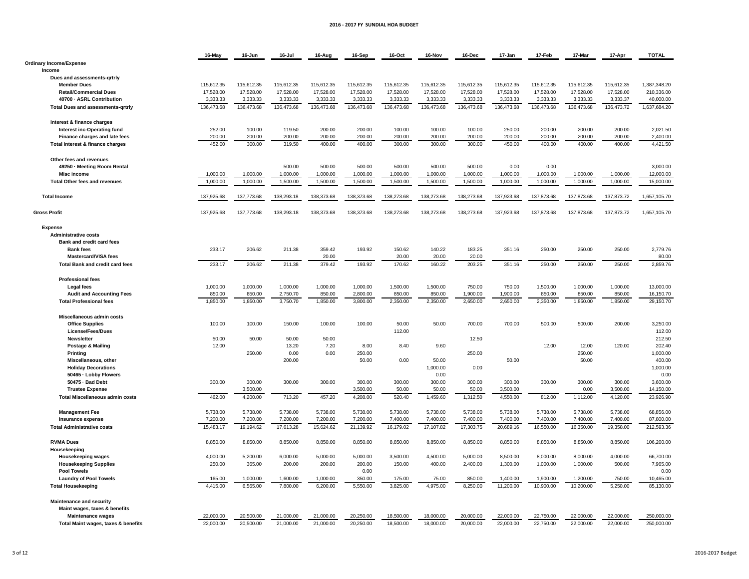# 2016 - 2017 FY SUNDIAL HOA BUDGET

| | 16-May | 16-Jun | 16-Jul | 16-Aug | 16-Sep | 16-Oct | 16-Nov | 16-Dec | 17-Jan | 17-Feb | 17-Mar | 17-Apr | TOTAL |
|---|---|---|---|---|---|---|---|---|---|---|---|---|---|
| **Ordinary Income/Expense** | | | | | | | | | | | | | |
| **Income** | | | | | | | | | | | | | |
| **Dues and assessments-qrtrly** | | | | | | | | | | | | | |
| **Member Dues** | 115,612.35 | 115,612.35 | 115,612.35 | 115,612.35 | 115,612.35 | 115,612.35 | 115,612.35 | 115,612.35 | 115,612.35 | 115,612.35 | 115,612.35 | 115,612.35 | 1,387,348.20 |
| **Retail/Commercial Dues** | 17,528.00 | 17,528.00 | 17,528.00 | 17,528.00 | 17,528.00 | 17,528.00 | 17,528.00 | 17,528.00 | 17,528.00 | 17,528.00 | 17,528.00 | 17,528.00 | 210,336.00 |
| **40700 · ASRL Contribution** | 3,333.33 | 3,333.33 | 3,333.33 | 3,333.33 | 3,333.33 | 3,333.33 | 3,333.33 | 3,333.33 | 3,333.33 | 3,333.33 | 3,333.33 | 3,333.37 | 40,000.00 |
| **Total Dues and assessments-qrtrly** | 136,473.68 | 136,473.68 | 136,473.68 | 136,473.68 | 136,473.68 | 136,473.68 | 136,473.68 | 136,473.68 | 136,473.68 | 136,473.68 | 136,473.68 | 136,473.72 | 1,637,684.20 |
| **Interest & finance charges** | | | | | | | | | | | | | |
| **Interest inc-Operating fund** | 252.00 | 100.00 | 119.50 | 200.00 | 200.00 | 100.00 | 100.00 | 100.00 | 250.00 | 200.00 | 200.00 | 200.00 | 2,021.50 |
| **Finance charges and late fees** | 200.00 | 200.00 | 200.00 | 200.00 | 200.00 | 200.00 | 200.00 | 200.00 | 200.00 | 200.00 | 200.00 | 200.00 | 2,400.00 |
| **Total Interest & finance charges** | 452.00 | 300.00 | 319.50 | 400.00 | 400.00 | 300.00 | 300.00 | 300.00 | 450.00 | 400.00 | 400.00 | 400.00 | 4,421.50 |
| **Other fees and revenues** | | | | | | | | | | | | | |
| **49250 · Meeting Room Rental** | | | 500.00 | 500.00 | 500.00 | 500.00 | 500.00 | 500.00 | 0.00 | 0.00 | | | 3,000.00 |
| **Misc income** | 1,000.00 | 1,000.00 | 1,000.00 | 1,000.00 | 1,000.00 | 1,000.00 | 1,000.00 | 1,000.00 | 1,000.00 | 1,000.00 | 1,000.00 | 1,000.00 | 12,000.00 |
| **Total Other fees and revenues** | 1,000.00 | 1,000.00 | 1,500.00 | 1,500.00 | 1,500.00 | 1,500.00 | 1,500.00 | 1,500.00 | 1,000.00 | 1,000.00 | 1,000.00 | 1,000.00 | 15,000.00 |
| **Total Income** | 137,925.68 | 137,773.68 | 138,293.18 | 138,373.68 | 138,373.68 | 138,273.68 | 138,273.68 | 138,273.68 | 137,923.68 | 137,873.68 | 137,873.68 | 137,873.72 | 1,657,105.70 |
| **Gross Profit** | 137,925.68 | 137,773.68 | 138,293.18 | 138,373.68 | 138,373.68 | 138,273.68 | 138,273.68 | 138,273.68 | 137,923.68 | 137,873.68 | 137,873.68 | 137,873.72 | 1,657,105.70 |
| **Expense** | | | | | | | | | | | | | |
| **Administrative costs** | | | | | | | | | | | | | |
| **Bank and credit card fees** | | | | | | | | | | | | | |
| **Bank fees** | 233.17 | 206.62 | 211.38 | 359.42 | 193.92 | 150.62 | 140.22 | 183.25 | 351.16 | 250.00 | 250.00 | 250.00 | 2,779.76 |
| **Mastercard/VISA fees** | | | | 20.00 | | 20.00 | 20.00 | 20.00 | | | | | 80.00 |
| **Total Bank and credit card fees** | 233.17 | 206.62 | 211.38 | 379.42 | 193.92 | 170.62 | 160.22 | 203.25 | 351.16 | 250.00 | 250.00 | 250.00 | 2,859.76 |
| **Professional fees** | | | | | | | | | | | | | |
| **Legal fees** | 1,000.00 | 1,000.00 | 1,000.00 | 1,000.00 | 1,000.00 | 1,500.00 | 1,500.00 | 750.00 | 750.00 | 1,500.00 | 1,000.00 | 1,000.00 | 13,000.00 |
| **Audit and Accounting Fees** | 850.00 | 850.00 | 2,750.70 | 850.00 | 2,800.00 | 850.00 | 850.00 | 1,900.00 | 1,900.00 | 850.00 | 850.00 | 850.00 | 16,150.70 |
| **Total Professional fees** | 1,850.00 | 1,850.00 | 3,750.70 | 1,850.00 | 3,800.00 | 2,350.00 | 2,350.00 | 2,650.00 | 2,650.00 | 2,350.00 | 1,850.00 | 1,850.00 | 29,150.70 |
| **Miscellaneous admin costs** | | | | | | | | | | | | | |
| **Office Supplies** | 100.00 | 100.00 | 150.00 | 100.00 | 100.00 | 50.00 | 50.00 | 700.00 | 700.00 | 500.00 | 500.00 | 200.00 | 3,250.00 |
| **License/Fees/Dues** | | | | | | 112.00 | | | | | | | 112.00 |
| **Newsletter** | 50.00 | 50.00 | 50.00 | 50.00 | | | | 12.50 | | | | | 212.50 |
| **Postage & Mailing** | 12.00 | | 13.20 | 7.20 | 8.00 | 8.40 | 9.60 | | | 12.00 | 12.00 | 120.00 | 202.40 |
| **Printing** | | 250.00 | 0.00 | 0.00 | 250.00 | | | 250.00 | | | 250.00 | | 1,000.00 |
| **Miscellaneous, other** | | | 200.00 | | 50.00 | 0.00 | 50.00 | | 50.00 | | 50.00 | | 400.00 |
| **Holiday Decorations** | | | | | | | 1,000.00 | 0.00 | | | | | 1,000.00 |
| **50465 · Lobby Flowers** | | | | | | | 0.00 | | | | | | 0.00 |
| **50475 · Bad Debt** | 300.00 | 300.00 | 300.00 | 300.00 | 300.00 | 300.00 | 300.00 | 300.00 | 300.00 | 300.00 | 300.00 | 300.00 | 3,600.00 |
| **Trustee Expense** | | 3,500.00 | | | 3,500.00 | 50.00 | 50.00 | 50.00 | 3,500.00 | | 0.00 | 3,500.00 | 14,150.00 |
| **Total Miscellaneous admin costs** | 462.00 | 4,200.00 | 713.20 | 457.20 | 4,208.00 | 520.40 | 1,459.60 | 1,312.50 | 4,550.00 | 812.00 | 1,112.00 | 4,120.00 | 23,926.90 |
| **Management Fee** | 5,738.00 | 5,738.00 | 5,738.00 | 5,738.00 | 5,738.00 | 5,738.00 | 5,738.00 | 5,738.00 | 5,738.00 | 5,738.00 | 5,738.00 | 5,738.00 | 68,856.00 |
| **Insurance expense** | 7,200.00 | 7,200.00 | 7,200.00 | 7,200.00 | 7,200.00 | 7,400.00 | 7,400.00 | 7,400.00 | 7,400.00 | 7,400.00 | 7,400.00 | 7,400.00 | 87,800.00 |
| **Total Administrative costs** | 15,483.17 | 19,194.62 | 17,613.28 | 15,624.62 | 21,139.92 | 16,179.02 | 17,107.82 | 17,303.75 | 20,689.16 | 16,550.00 | 16,350.00 | 19,358.00 | 212,593.36 |
| **RVMA Dues** | 8,850.00 | 8,850.00 | 8,850.00 | 8,850.00 | 8,850.00 | 8,850.00 | 8,850.00 | 8,850.00 | 8,850.00 | 8,850.00 | 8,850.00 | 8,850.00 | 106,200.00 |
| **Housekeeping** | | | | | | | | | | | | | |
| **Housekeeping wages** | 4,000.00 | 5,200.00 | 6,000.00 | 5,000.00 | 5,000.00 | 3,500.00 | 4,500.00 | 5,000.00 | 8,500.00 | 8,000.00 | 8,000.00 | 4,000.00 | 66,700.00 |
| **Housekeeping Supplies** | 250.00 | 365.00 | 200.00 | 200.00 | 200.00 | 150.00 | 400.00 | 2,400.00 | 1,300.00 | 1,000.00 | 1,000.00 | 500.00 | 7,965.00 |
| **Pool Towels** | | | | | 0.00 | | | | | | | | 0.00 |
| **Laundry of Pool Towels** | 165.00 | 1,000.00 | 1,600.00 | 1,000.00 | 350.00 | 175.00 | 75.00 | 850.00 | 1,400.00 | 1,900.00 | 1,200.00 | 750.00 | 10,465.00 |
| **Total Housekeeping** | 4,415.00 | 6,565.00 | 7,800.00 | 6,200.00 | 5,550.00 | 3,825.00 | 4,975.00 | 8,250.00 | 11,200.00 | 10,900.00 | 10,200.00 | 5,250.00 | 85,130.00 |
| **Maintenance and security** | | | | | | | | | | | | | |
| **Maint wages, taxes & benefits** | | | | | | | | | | | | | |
| **Maintenance wages** | 22,000.00 | 20,500.00 | 21,000.00 | 21,000.00 | 20,250.00 | 18,500.00 | 18,000.00 | 20,000.00 | 22,000.00 | 22,750.00 | 22,000.00 | 22,000.00 | 250,000.00 |
| **Total Maint wages, taxes & benefits** | 22,000.00 | 20,500.00 | 21,000.00 | 21,000.00 | 20,250.00 | 18,500.00 | 18,000.00 | 20,000.00 | 22,000.00 | 22,750.00 | 22,000.00 | 22,000.00 | 250,000.00 |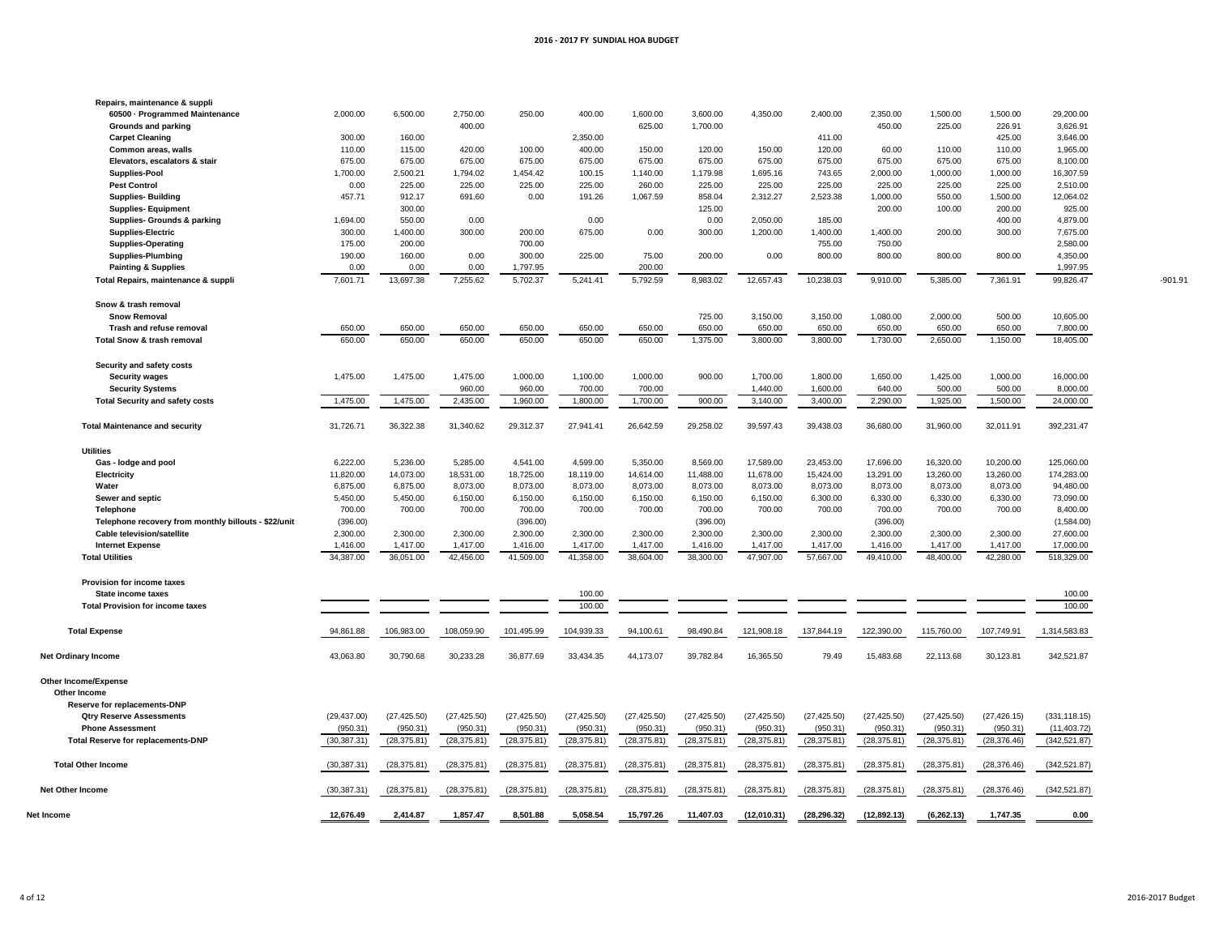# 2016 - 2017 FY SUNDIAL HOA BUDGET

| | | | | | | | | | | | | | | |
|---|---|---|---|---|---|---|---|---|---|---|---|---|---|---|
| **Repairs, maintenance & suppli** | | | | | | | | | | | | | | |
| **60500 · Programmed Maintenance** | 2,000.00 | 6,500.00 | 2,750.00 | 250.00 | 400.00 | 1,600.00 | 3,600.00 | 4,350.00 | 2,400.00 | 2,350.00 | 1,500.00 | 1,500.00 | 29,200.00 | |
| **Grounds and parking** | | | 400.00 | | | 625.00 | 1,700.00 | | | 450.00 | 225.00 | 226.91 | 3,626.91 | |
| **Carpet Cleaning** | 300.00 | 160.00 | | | 2,350.00 | | | | 411.00 | | | 425.00 | 3,646.00 | |
| **Common areas, walls** | 110.00 | 115.00 | 420.00 | 100.00 | 400.00 | 150.00 | 120.00 | 150.00 | 120.00 | 60.00 | 110.00 | 110.00 | 1,965.00 | |
| **Elevators, escalators & stair** | 675.00 | 675.00 | 675.00 | 675.00 | 675.00 | 675.00 | 675.00 | 675.00 | 675.00 | 675.00 | 675.00 | 675.00 | 8,100.00 | |
| **Supplies-Pool** | 1,700.00 | 2,500.21 | 1,794.02 | 1,454.42 | 100.15 | 1,140.00 | 1,179.98 | 1,695.16 | 743.65 | 2,000.00 | 1,000.00 | 1,000.00 | 16,307.59 | |
| **Pest Control** | 0.00 | 225.00 | 225.00 | 225.00 | 225.00 | 260.00 | 225.00 | 225.00 | 225.00 | 225.00 | 225.00 | 225.00 | 2,510.00 | |
| **Supplies- Building** | 457.71 | 912.17 | 691.60 | 0.00 | 191.26 | 1,067.59 | 858.04 | 2,312.27 | 2,523.38 | 1,000.00 | 550.00 | 1,500.00 | 12,064.02 | |
| **Supplies- Equipment** | | 300.00 | | | | | 125.00 | | | 200.00 | 100.00 | 200.00 | 925.00 | |
| **Supplies- Grounds & parking** | 1,694.00 | 550.00 | 0.00 | | 0.00 | | 0.00 | 2,050.00 | 185.00 | | | 400.00 | 4,879.00 | |
| **Supplies-Electric** | 300.00 | 1,400.00 | 300.00 | 200.00 | 675.00 | 0.00 | 300.00 | 1,200.00 | 1,400.00 | 1,400.00 | 200.00 | 300.00 | 7,675.00 | |
| **Supplies-Operating** | 175.00 | 200.00 | | 700.00 | | | | | 755.00 | 750.00 | | | 2,580.00 | |
| **Supplies-Plumbing** | 190.00 | 160.00 | 0.00 | 300.00 | 225.00 | 75.00 | 200.00 | 0.00 | 800.00 | 800.00 | 800.00 | 800.00 | 4,350.00 | |
| **Painting & Supplies** | 0.00 | 0.00 | 0.00 | 1,797.95 | | 200.00 | | | | | | | 1,997.95 | |
| **Total Repairs, maintenance & suppli** | 7,601.71 | 13,697.38 | 7,255.62 | 5,702.37 | 5,241.41 | 5,792.59 | 8,983.02 | 12,657.43 | 10,238.03 | 9,910.00 | 5,385.00 | 7,361.91 | 99,826.47 | -901.91 |
| **Snow & trash removal** | | | | | | | | | | | | | | |
| **Snow Removal** | | | | | | | 725.00 | 3,150.00 | 3,150.00 | 1,080.00 | 2,000.00 | 500.00 | 10,605.00 | |
| **Trash and refuse removal** | 650.00 | 650.00 | 650.00 | 650.00 | 650.00 | 650.00 | 650.00 | 650.00 | 650.00 | 650.00 | 650.00 | 650.00 | 7,800.00 | |
| **Total Snow & trash removal** | 650.00 | 650.00 | 650.00 | 650.00 | 650.00 | 650.00 | 1,375.00 | 3,800.00 | 3,800.00 | 1,730.00 | 2,650.00 | 1,150.00 | 18,405.00 | |
| **Security and safety costs** | | | | | | | | | | | | | | |
| **Security wages** | 1,475.00 | 1,475.00 | 1,475.00 | 1,000.00 | 1,100.00 | 1,000.00 | 900.00 | 1,700.00 | 1,800.00 | 1,650.00 | 1,425.00 | 1,000.00 | 16,000.00 | |
| **Security Systems** | | | 960.00 | 960.00 | 700.00 | 700.00 | | 1,440.00 | 1,600.00 | 640.00 | 500.00 | 500.00 | 8,000.00 | |
| **Total Security and safety costs** | 1,475.00 | 1,475.00 | 2,435.00 | 1,960.00 | 1,800.00 | 1,700.00 | 900.00 | 3,140.00 | 3,400.00 | 2,290.00 | 1,925.00 | 1,500.00 | 24,000.00 | |
| **Total Maintenance and security** | 31,726.71 | 36,322.38 | 31,340.62 | 29,312.37 | 27,941.41 | 26,642.59 | 29,258.02 | 39,597.43 | 39,438.03 | 36,680.00 | 31,960.00 | 32,011.91 | 392,231.47 | |
| **Utilities** | | | | | | | | | | | | | | |
| **Gas - lodge and pool** | 6,222.00 | 5,236.00 | 5,285.00 | 4,541.00 | 4,599.00 | 5,350.00 | 8,569.00 | 17,589.00 | 23,453.00 | 17,696.00 | 16,320.00 | 10,200.00 | 125,060.00 | |
| **Electricity** | 11,820.00 | 14,073.00 | 18,531.00 | 18,725.00 | 18,119.00 | 14,614.00 | 11,488.00 | 11,678.00 | 15,424.00 | 13,291.00 | 13,260.00 | 13,260.00 | 174,283.00 | |
| **Water** | 6,875.00 | 6,875.00 | 8,073.00 | 8,073.00 | 8,073.00 | 8,073.00 | 8,073.00 | 8,073.00 | 8,073.00 | 8,073.00 | 8,073.00 | 8,073.00 | 94,480.00 | |
| **Sewer and septic** | 5,450.00 | 5,450.00 | 6,150.00 | 6,150.00 | 6,150.00 | 6,150.00 | 6,150.00 | 6,150.00 | 6,300.00 | 6,330.00 | 6,330.00 | 6,330.00 | 73,090.00 | |
| **Telephone** | 700.00 | 700.00 | 700.00 | 700.00 | 700.00 | 700.00 | 700.00 | 700.00 | 700.00 | 700.00 | 700.00 | 700.00 | 8,400.00 | |
| **Telephone recovery from monthly billouts - $22/unit** | (396.00) | | | (396.00) | | | (396.00) | | | (396.00) | | | (1,584.00) | |
| **Cable television/satellite** | 2,300.00 | 2,300.00 | 2,300.00 | 2,300.00 | 2,300.00 | 2,300.00 | 2,300.00 | 2,300.00 | 2,300.00 | 2,300.00 | 2,300.00 | 2,300.00 | 27,600.00 | |
| **Internet Expense** | 1,416.00 | 1,417.00 | 1,417.00 | 1,416.00 | 1,417.00 | 1,417.00 | 1,416.00 | 1,417.00 | 1,417.00 | 1,416.00 | 1,417.00 | 1,417.00 | 17,000.00 | |
| **Total Utilities** | 34,387.00 | 36,051.00 | 42,456.00 | 41,509.00 | 41,358.00 | 38,604.00 | 38,300.00 | 47,907.00 | 57,667.00 | 49,410.00 | 48,400.00 | 42,280.00 | 518,329.00 | |
| **Provision for income taxes** | | | | | | | | | | | | | | |
| **State income taxes** | | | | | 100.00 | | | | | | | | 100.00 | |
| **Total Provision for income taxes** | | | | | 100.00 | | | | | | | | 100.00 | |
| **Total Expense** | 94,861.88 | 106,983.00 | 108,059.90 | 101,495.99 | 104,939.33 | 94,100.61 | 98,490.84 | 121,908.18 | 137,844.19 | 122,390.00 | 115,760.00 | 107,749.91 | 1,314,583.83 | |
| **Net Ordinary Income** | 43,063.80 | 30,790.68 | 30,233.28 | 36,877.69 | 33,434.35 | 44,173.07 | 39,782.84 | 16,365.50 | 79.49 | 15,483.68 | 22,113.68 | 30,123.81 | 342,521.87 | |
| **Other Income/Expense** | | | | | | | | | | | | | | |
| **Other Income** | | | | | | | | | | | | | | |
| **Reserve for replacements-DNP** | | | | | | | | | | | | | | |
| **Qtry Reserve Assessments** | (29,437.00) | (27,425.50) | (27,425.50) | (27,425.50) | (27,425.50) | (27,425.50) | (27,425.50) | (27,425.50) | (27,425.50) | (27,425.50) | (27,425.50) | (27,426.15) | (331,118.15) | |
| **Phone Assessment** | (950.31) | (950.31) | (950.31) | (950.31) | (950.31) | (950.31) | (950.31) | (950.31) | (950.31) | (950.31) | (950.31) | (950.31) | (11,403.72) | |
| **Total Reserve for replacements-DNP** | (30,387.31) | (28,375.81) | (28,375.81) | (28,375.81) | (28,375.81) | (28,375.81) | (28,375.81) | (28,375.81) | (28,375.81) | (28,375.81) | (28,375.81) | (28,376.46) | (342,521.87) | |
| **Total Other Income** | (30,387.31) | (28,375.81) | (28,375.81) | (28,375.81) | (28,375.81) | (28,375.81) | (28,375.81) | (28,375.81) | (28,375.81) | (28,375.81) | (28,375.81) | (28,376.46) | (342,521.87) | |
| **Net Other Income** | (30,387.31) | (28,375.81) | (28,375.81) | (28,375.81) | (28,375.81) | (28,375.81) | (28,375.81) | (28,375.81) | (28,375.81) | (28,375.81) | (28,375.81) | (28,376.46) | (342,521.87) | |
| **Net Income** | **12,676.49** | **2,414.87** | **1,857.47** | **8,501.88** | **5,058.54** | **15,797.26** | **11,407.03** | **(12,010.31)** | **(28,296.32)** | **(12,892.13)** | **(6,262.13)** | **1,747.35** | **0.00** | |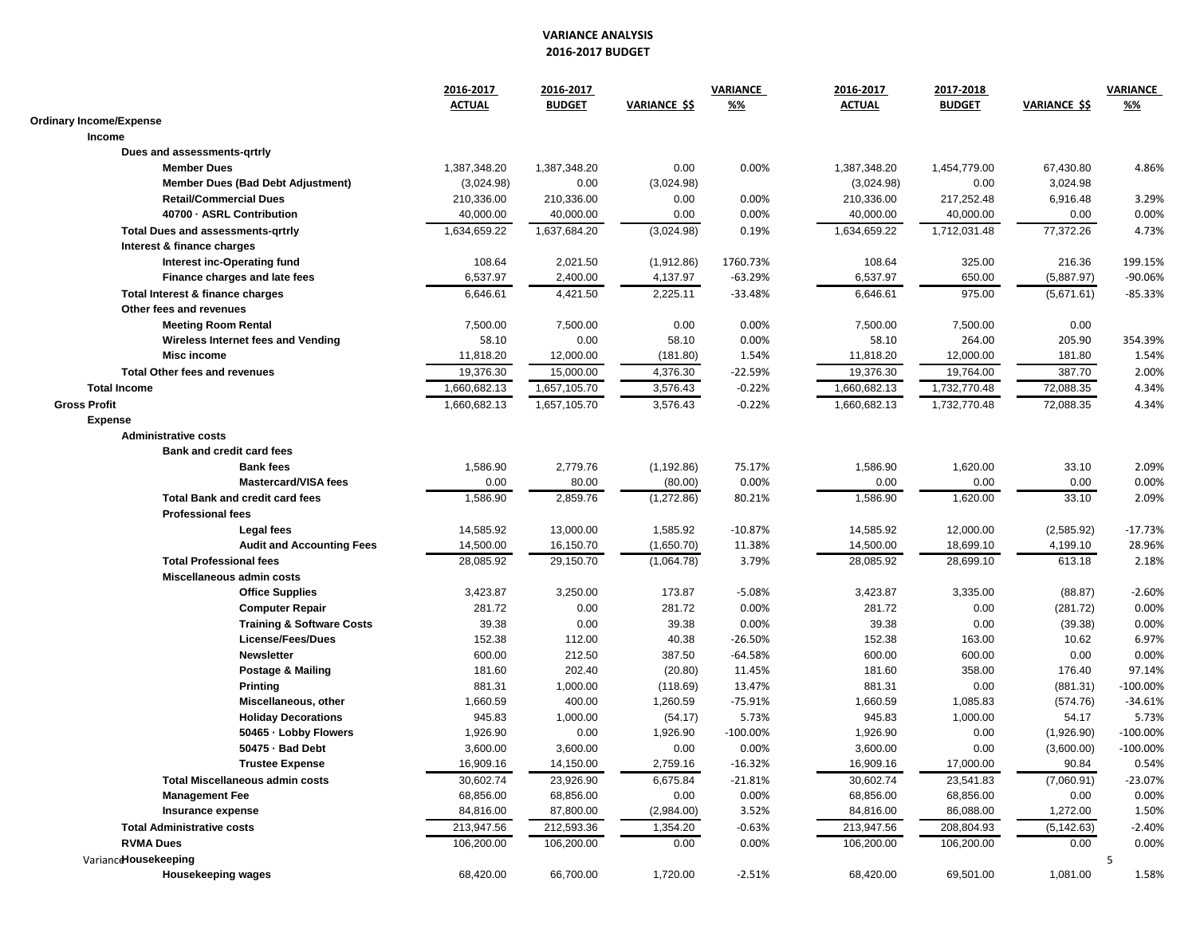# VARIANCE ANALYSIS
## 2016-2017 BUDGET

| | 2016-2017 ACTUAL | 2016-2017 BUDGET | VARIANCE $$ | VARIANCE %% | 2016-2017 ACTUAL | 2017-2018 BUDGET | VARIANCE $$ | VARIANCE %% |
|---|---|---|---|---|---|---|---|---|
| **Ordinary Income/Expense** | | | | | | | | |
| **Income** | | | | | | | | |
| **Dues and assessments-qrtrly** | | | | | | | | |
| **Member Dues** | 1,387,348.20 | 1,387,348.20 | 0.00 | 0.00% | 1,387,348.20 | 1,454,779.00 | 67,430.80 | 4.86% |
| **Member Dues (Bad Debt Adjustment)** | (3,024.98) | 0.00 | (3,024.98) | | (3,024.98) | 0.00 | 3,024.98 | |
| **Retail/Commercial Dues** | 210,336.00 | 210,336.00 | 0.00 | 0.00% | 210,336.00 | 217,252.48 | 6,916.48 | 3.29% |
| **40700 · ASRL Contribution** | 40,000.00 | 40,000.00 | 0.00 | 0.00% | 40,000.00 | 40,000.00 | 0.00 | 0.00% |
| **Total Dues and assessments-qrtrly** | 1,634,659.22 | 1,637,684.20 | (3,024.98) | 0.19% | 1,634,659.22 | 1,712,031.48 | 77,372.26 | 4.73% |
| **Interest & finance charges** | | | | | | | | |
| **Interest inc-Operating fund** | 108.64 | 2,021.50 | (1,912.86) | 1760.73% | 108.64 | 325.00 | 216.36 | 199.15% |
| **Finance charges and late fees** | 6,537.97 | 2,400.00 | 4,137.97 | -63.29% | 6,537.97 | 650.00 | (5,887.97) | -90.06% |
| **Total Interest & finance charges** | 6,646.61 | 4,421.50 | 2,225.11 | -33.48% | 6,646.61 | 975.00 | (5,671.61) | -85.33% |
| **Other fees and revenues** | | | | | | | | |
| **Meeting Room Rental** | 7,500.00 | 7,500.00 | 0.00 | 0.00% | 7,500.00 | 7,500.00 | 0.00 | |
| **Wireless Internet fees and Vending** | 58.10 | 0.00 | 58.10 | 0.00% | 58.10 | 264.00 | 205.90 | 354.39% |
| **Misc income** | 11,818.20 | 12,000.00 | (181.80) | 1.54% | 11,818.20 | 12,000.00 | 181.80 | 1.54% |
| **Total Other fees and revenues** | 19,376.30 | 15,000.00 | 4,376.30 | -22.59% | 19,376.30 | 19,764.00 | 387.70 | 2.00% |
| **Total Income** | 1,660,682.13 | 1,657,105.70 | 3,576.43 | -0.22% | 1,660,682.13 | 1,732,770.48 | 72,088.35 | 4.34% |
| **Gross Profit** | 1,660,682.13 | 1,657,105.70 | 3,576.43 | -0.22% | 1,660,682.13 | 1,732,770.48 | 72,088.35 | 4.34% |
| **Expense** | | | | | | | | |
| **Administrative costs** | | | | | | | | |
| **Bank and credit card fees** | | | | | | | | |
| **Bank fees** | 1,586.90 | 2,779.76 | (1,192.86) | 75.17% | 1,586.90 | 1,620.00 | 33.10 | 2.09% |
| **Mastercard/VISA fees** | 0.00 | 80.00 | (80.00) | 0.00% | 0.00 | 0.00 | 0.00 | 0.00% |
| **Total Bank and credit card fees** | 1,586.90 | 2,859.76 | (1,272.86) | 80.21% | 1,586.90 | 1,620.00 | 33.10 | 2.09% |
| **Professional fees** | | | | | | | | |
| **Legal fees** | 14,585.92 | 13,000.00 | 1,585.92 | -10.87% | 14,585.92 | 12,000.00 | (2,585.92) | -17.73% |
| **Audit and Accounting Fees** | 14,500.00 | 16,150.70 | (1,650.70) | 11.38% | 14,500.00 | 18,699.10 | 4,199.10 | 28.96% |
| **Total Professional fees** | 28,085.92 | 29,150.70 | (1,064.78) | 3.79% | 28,085.92 | 28,699.10 | 613.18 | 2.18% |
| **Miscellaneous admin costs** | | | | | | | | |
| **Office Supplies** | 3,423.87 | 3,250.00 | 173.87 | -5.08% | 3,423.87 | 3,335.00 | (88.87) | -2.60% |
| **Computer Repair** | 281.72 | 0.00 | 281.72 | 0.00% | 281.72 | 0.00 | (281.72) | 0.00% |
| **Training & Software Costs** | 39.38 | 0.00 | 39.38 | 0.00% | 39.38 | 0.00 | (39.38) | 0.00% |
| **License/Fees/Dues** | 152.38 | 112.00 | 40.38 | -26.50% | 152.38 | 163.00 | 10.62 | 6.97% |
| **Newsletter** | 600.00 | 212.50 | 387.50 | -64.58% | 600.00 | 600.00 | 0.00 | 0.00% |
| **Postage & Mailing** | 181.60 | 202.40 | (20.80) | 11.45% | 181.60 | 358.00 | 176.40 | 97.14% |
| **Printing** | 881.31 | 1,000.00 | (118.69) | 13.47% | 881.31 | 0.00 | (881.31) | -100.00% |
| **Miscellaneous, other** | 1,660.59 | 400.00 | 1,260.59 | -75.91% | 1,660.59 | 1,085.83 | (574.76) | -34.61% |
| **Holiday Decorations** | 945.83 | 1,000.00 | (54.17) | 5.73% | 945.83 | 1,000.00 | 54.17 | 5.73% |
| **50465 · Lobby Flowers** | 1,926.90 | 0.00 | 1,926.90 | -100.00% | 1,926.90 | 0.00 | (1,926.90) | -100.00% |
| **50475 · Bad Debt** | 3,600.00 | 3,600.00 | 0.00 | 0.00% | 3,600.00 | 0.00 | (3,600.00) | -100.00% |
| **Trustee Expense** | 16,909.16 | 14,150.00 | 2,759.16 | -16.32% | 16,909.16 | 17,000.00 | 90.84 | 0.54% |
| **Total Miscellaneous admin costs** | 30,602.74 | 23,926.90 | 6,675.84 | -21.81% | 30,602.74 | 23,541.83 | (7,060.91) | -23.07% |
| **Management Fee** | 68,856.00 | 68,856.00 | 0.00 | 0.00% | 68,856.00 | 68,856.00 | 0.00 | 0.00% |
| **Insurance expense** | 84,816.00 | 87,800.00 | (2,984.00) | 3.52% | 84,816.00 | 86,088.00 | 1,272.00 | 1.50% |
| **Total Administrative costs** | 213,947.56 | 212,593.36 | 1,354.20 | -0.63% | 213,947.56 | 208,804.93 | (5,142.63) | -2.40% |
| **RVMA Dues** | 106,200.00 | 106,200.00 | 0.00 | 0.00% | 106,200.00 | 106,200.00 | 0.00 | 0.00% |
| **Housekeeping** | | | | | | | | |
| **Housekeeping wages** | 68,420.00 | 66,700.00 | 1,720.00 | -2.51% | 68,420.00 | 69,501.00 | 1,081.00 | 1.58% |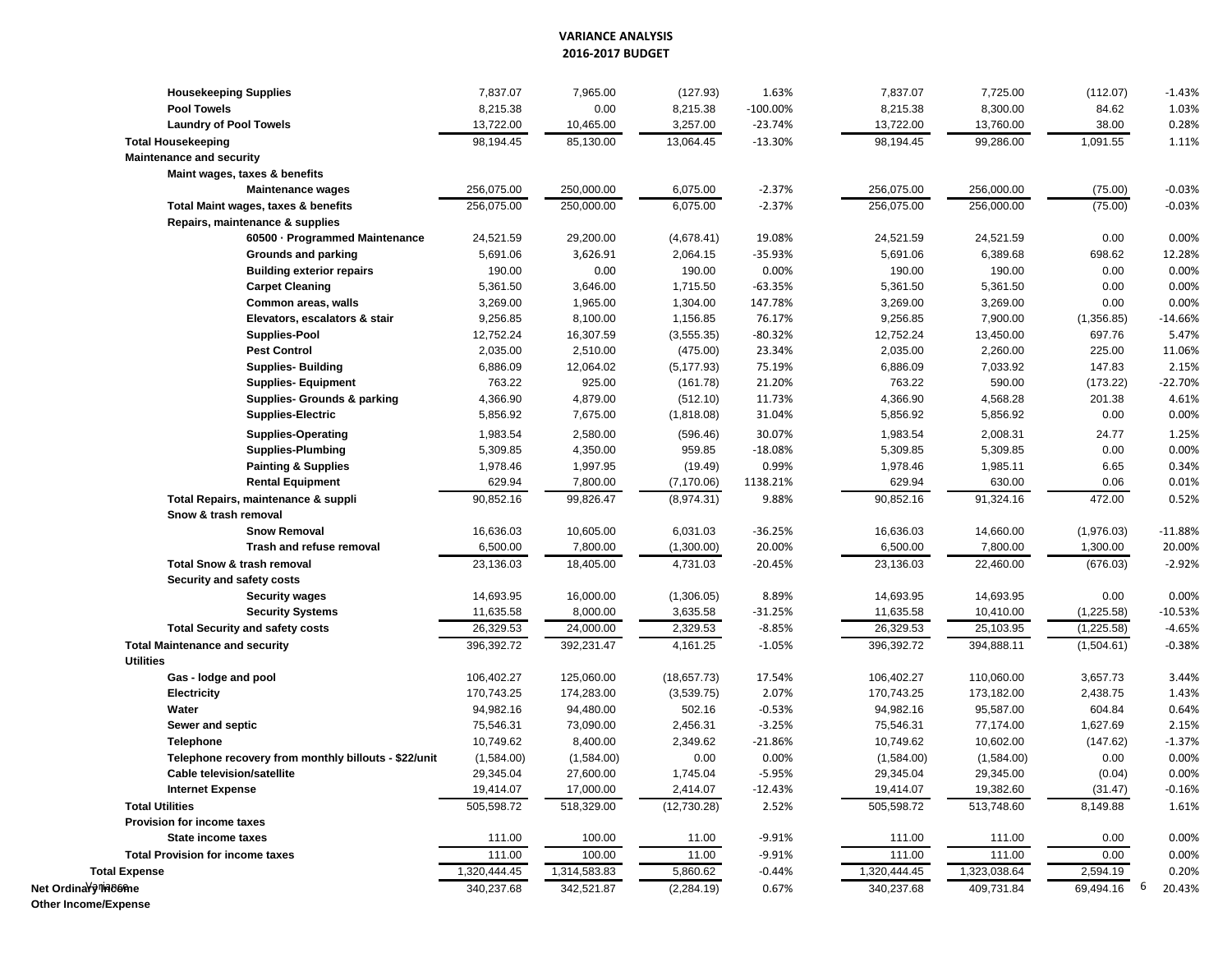# VARIANCE ANALYSIS
## 2016-2017 BUDGET

| | | | | | | | | |
|---|---|---|---|---|---|---|---|---|
| **Housekeeping Supplies** | 7,837.07 | 7,965.00 | (127.93) | 1.63% | 7,837.07 | 7,725.00 | (112.07) | -1.43% |
| **Pool Towels** | 8,215.38 | 0.00 | 8,215.38 | -100.00% | 8,215.38 | 8,300.00 | 84.62 | 1.03% |
| **Laundry of Pool Towels** | 13,722.00 | 10,465.00 | 3,257.00 | -23.74% | 13,722.00 | 13,760.00 | 38.00 | 0.28% |
| **Total Housekeeping** | 98,194.45 | 85,130.00 | 13,064.45 | -13.30% | 98,194.45 | 99,286.00 | 1,091.55 | 1.11% |
| **Maintenance and security** | | | | | | | | |
| **Maint wages, taxes & benefits** | | | | | | | | |
| **Maintenance wages** | 256,075.00 | 250,000.00 | 6,075.00 | -2.37% | 256,075.00 | 256,000.00 | (75.00) | -0.03% |
| **Total Maint wages, taxes & benefits** | 256,075.00 | 250,000.00 | 6,075.00 | -2.37% | 256,075.00 | 256,000.00 | (75.00) | -0.03% |
| **Repairs, maintenance & supplies** | | | | | | | | |
| **60500 · Programmed Maintenance** | 24,521.59 | 29,200.00 | (4,678.41) | 19.08% | 24,521.59 | 24,521.59 | 0.00 | 0.00% |
| **Grounds and parking** | 5,691.06 | 3,626.91 | 2,064.15 | -35.93% | 5,691.06 | 6,389.68 | 698.62 | 12.28% |
| **Building exterior repairs** | 190.00 | 0.00 | 190.00 | 0.00% | 190.00 | 190.00 | 0.00 | 0.00% |
| **Carpet Cleaning** | 5,361.50 | 3,646.00 | 1,715.50 | -63.35% | 5,361.50 | 5,361.50 | 0.00 | 0.00% |
| **Common areas, walls** | 3,269.00 | 1,965.00 | 1,304.00 | 147.78% | 3,269.00 | 3,269.00 | 0.00 | 0.00% |
| **Elevators, escalators & stair** | 9,256.85 | 8,100.00 | 1,156.85 | 76.17% | 9,256.85 | 7,900.00 | (1,356.85) | -14.66% |
| **Supplies-Pool** | 12,752.24 | 16,307.59 | (3,555.35) | -80.32% | 12,752.24 | 13,450.00 | 697.76 | 5.47% |
| **Pest Control** | 2,035.00 | 2,510.00 | (475.00) | 23.34% | 2,035.00 | 2,260.00 | 225.00 | 11.06% |
| **Supplies- Building** | 6,886.09 | 12,064.02 | (5,177.93) | 75.19% | 6,886.09 | 7,033.92 | 147.83 | 2.15% |
| **Supplies- Equipment** | 763.22 | 925.00 | (161.78) | 21.20% | 763.22 | 590.00 | (173.22) | -22.70% |
| **Supplies- Grounds & parking** | 4,366.90 | 4,879.00 | (512.10) | 11.73% | 4,366.90 | 4,568.28 | 201.38 | 4.61% |
| **Supplies-Electric** | 5,856.92 | 7,675.00 | (1,818.08) | 31.04% | 5,856.92 | 5,856.92 | 0.00 | 0.00% |
| **Supplies-Operating** | 1,983.54 | 2,580.00 | (596.46) | 30.07% | 1,983.54 | 2,008.31 | 24.77 | 1.25% |
| **Supplies-Plumbing** | 5,309.85 | 4,350.00 | 959.85 | -18.08% | 5,309.85 | 5,309.85 | 0.00 | 0.00% |
| **Painting & Supplies** | 1,978.46 | 1,997.95 | (19.49) | 0.99% | 1,978.46 | 1,985.11 | 6.65 | 0.34% |
| **Rental Equipment** | 629.94 | 7,800.00 | (7,170.06) | 1138.21% | 629.94 | 630.00 | 0.06 | 0.01% |
| **Total Repairs, maintenance & suppli** | 90,852.16 | 99,826.47 | (8,974.31) | 9.88% | 90,852.16 | 91,324.16 | 472.00 | 0.52% |
| **Snow & trash removal** | | | | | | | | |
| **Snow Removal** | 16,636.03 | 10,605.00 | 6,031.03 | -36.25% | 16,636.03 | 14,660.00 | (1,976.03) | -11.88% |
| **Trash and refuse removal** | 6,500.00 | 7,800.00 | (1,300.00) | 20.00% | 6,500.00 | 7,800.00 | 1,300.00 | 20.00% |
| **Total Snow & trash removal** | 23,136.03 | 18,405.00 | 4,731.03 | -20.45% | 23,136.03 | 22,460.00 | (676.03) | -2.92% |
| **Security and safety costs** | | | | | | | | |
| **Security wages** | 14,693.95 | 16,000.00 | (1,306.05) | 8.89% | 14,693.95 | 14,693.95 | 0.00 | 0.00% |
| **Security Systems** | 11,635.58 | 8,000.00 | 3,635.58 | -31.25% | 11,635.58 | 10,410.00 | (1,225.58) | -10.53% |
| **Total Security and safety costs** | 26,329.53 | 24,000.00 | 2,329.53 | -8.85% | 26,329.53 | 25,103.95 | (1,225.58) | -4.65% |
| **Total Maintenance and security** | 396,392.72 | 392,231.47 | 4,161.25 | -1.05% | 396,392.72 | 394,888.11 | (1,504.61) | -0.38% |
| **Utilities** | | | | | | | | |
| **Gas - lodge and pool** | 106,402.27 | 125,060.00 | (18,657.73) | 17.54% | 106,402.27 | 110,060.00 | 3,657.73 | 3.44% |
| **Electricity** | 170,743.25 | 174,283.00 | (3,539.75) | 2.07% | 170,743.25 | 173,182.00 | 2,438.75 | 1.43% |
| **Water** | 94,982.16 | 94,480.00 | 502.16 | -0.53% | 94,982.16 | 95,587.00 | 604.84 | 0.64% |
| **Sewer and septic** | 75,546.31 | 73,090.00 | 2,456.31 | -3.25% | 75,546.31 | 77,174.00 | 1,627.69 | 2.15% |
| **Telephone** | 10,749.62 | 8,400.00 | 2,349.62 | -21.86% | 10,749.62 | 10,602.00 | (147.62) | -1.37% |
| **Telephone recovery from monthly billouts - $22/unit** | (1,584.00) | (1,584.00) | 0.00 | 0.00% | (1,584.00) | (1,584.00) | 0.00 | 0.00% |
| **Cable television/satellite** | 29,345.04 | 27,600.00 | 1,745.04 | -5.95% | 29,345.04 | 29,345.00 | (0.04) | 0.00% |
| **Internet Expense** | 19,414.07 | 17,000.00 | 2,414.07 | -12.43% | 19,414.07 | 19,382.60 | (31.47) | -0.16% |
| **Total Utilities** | 505,598.72 | 518,329.00 | (12,730.28) | 2.52% | 505,598.72 | 513,748.60 | 8,149.88 | 1.61% |
| **Provision for income taxes** | | | | | | | | |
| **State income taxes** | 111.00 | 100.00 | 11.00 | -9.91% | 111.00 | 111.00 | 0.00 | 0.00% |
| **Total Provision for income taxes** | 111.00 | 100.00 | 11.00 | -9.91% | 111.00 | 111.00 | 0.00 | 0.00% |
| **Total Expense** | 1,320,444.45 | 1,314,583.83 | 5,860.62 | -0.44% | 1,320,444.45 | 1,323,038.64 | 2,594.19 | 0.20% |
| **Net Ordinary Income** | 340,237.68 | 342,521.87 | (2,284.19) | 0.67% | 340,237.68 | 409,731.84 | 69,494.16 | 20.43% |
| **Other Income/Expense** | | | | | | | | |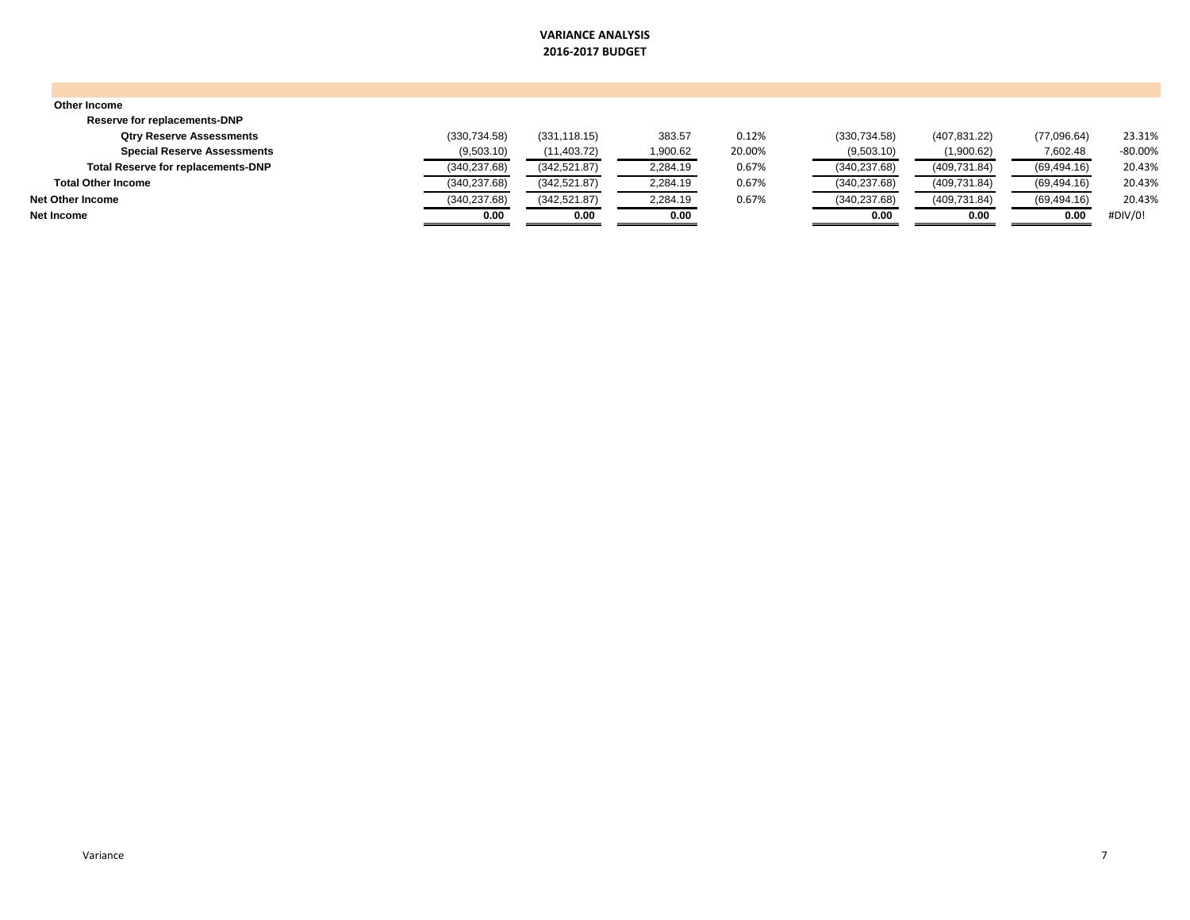**VARIANCE ANALYSIS**
**2016-2017 BUDGET**

| | | | | | | | | |
|---|---|---|---|---|---|---|---|---|
| **Other Income** | | | | | | | | |
| **Reserve for replacements-DNP** | | | | | | | | |
| **Qtry Reserve Assessments** | (330,734.58) | (331,118.15) | 383.57 | 0.12% | (330,734.58) | (407,831.22) | (77,096.64) | 23.31% |
| **Special Reserve Assessments** | (9,503.10) | (11,403.72) | 1,900.62 | 20.00% | (9,503.10) | (1,900.62) | 7,602.48 | -80.00% |
| **Total Reserve for replacements-DNP** | (340,237.68) | (342,521.87) | 2,284.19 | 0.67% | (340,237.68) | (409,731.84) | (69,494.16) | 20.43% |
| **Total Other Income** | (340,237.68) | (342,521.87) | 2,284.19 | 0.67% | (340,237.68) | (409,731.84) | (69,494.16) | 20.43% |
| **Net Other Income** | (340,237.68) | (342,521.87) | 2,284.19 | 0.67% | (340,237.68) | (409,731.84) | (69,494.16) | 20.43% |
| **Net Income** | **0.00** | **0.00** | **0.00** | | **0.00** | **0.00** | **0.00** | #DIV/0! |

Variance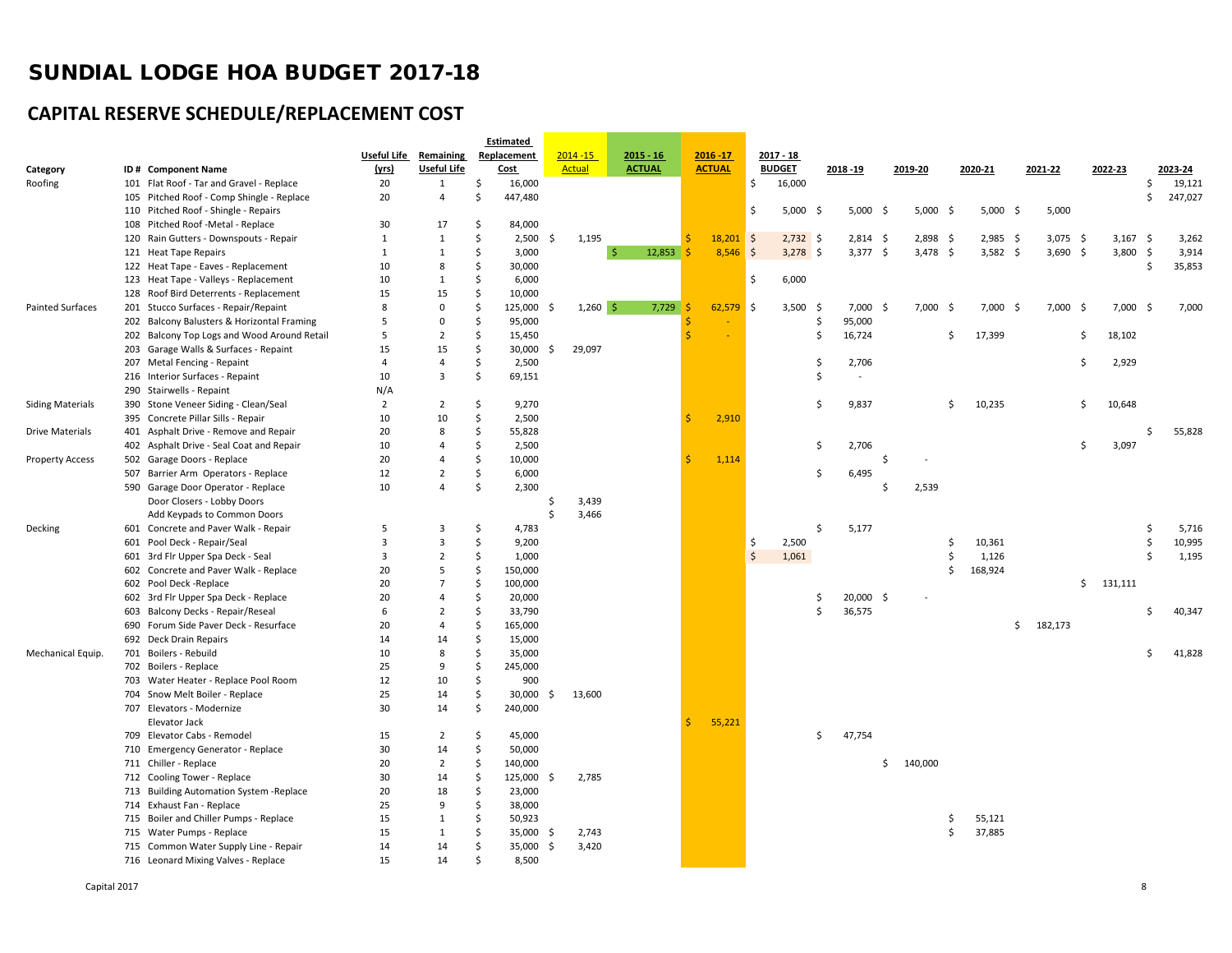# SUNDIAL LODGE HOA BUDGET 2017-18

## CAPITAL RESERVE SCHEDULE/REPLACEMENT COST

| Category | ID # | Component Name | Useful Life (yrs) | Remaining Useful Life | Estimated Replacement Cost | 2014 -15 Actual | 2015 - 16 ACTUAL | 2016 -17 ACTUAL | 2017 - 18 BUDGET | 2018 -19 | 2019-20 | 2020-21 | 2021-22 | 2022-23 | 2023-24 |
|---|---|---|---|---|---|---|---|---|---|---|---|---|---|---|---|
| Roofing | 101 | Flat Roof - Tar and Gravel - Replace | 20 | 1 | $ 16,000 | | | | $ 16,000 | | | | | | $ 19,121 |
| | 105 | Pitched Roof - Comp Shingle - Replace | 20 | 4 | $ 447,480 | | | | | | | | | | $ 247,027 |
| | 110 | Pitched Roof - Shingle - Repairs | | | | | | | $ 5,000 | $ 5,000 | $ 5,000 | $ 5,000 | $ 5,000 | | |
| | 108 | Pitched Roof -Metal - Replace | 30 | 17 | $ 84,000 | | | | | | | | | | |
| | 120 | Rain Gutters - Downspouts - Repair | 1 | 1 | $ 2,500 | $ 1,195 | | $ 18,201 | $ 2,732 | $ 2,814 | $ 2,898 | $ 2,985 | $ 3,075 | $ 3,167 | $ 3,262 |
| | 121 | Heat Tape Repairs | 1 | 1 | $ 3,000 | | $ 12,853 | $ 8,546 | $ 3,278 | $ 3,377 | $ 3,478 | $ 3,582 | $ 3,690 | $ 3,800 | $ 3,914 |
| | 122 | Heat Tape - Eaves - Replacement | 10 | 8 | $ 30,000 | | | | | | | | | | $ 35,853 |
| | 123 | Heat Tape - Valleys - Replacement | 10 | 1 | $ 6,000 | | | | $ 6,000 | | | | | | |
| | 128 | Roof Bird Deterrents - Replacement | 15 | 15 | $ 10,000 | | | | | | | | | | |
| Painted Surfaces | 201 | Stucco Surfaces - Repair/Repaint | 8 | 0 | $ 125,000 | $ 1,260 | $ 7,729 | $ 62,579 | $ 3,500 | $ 7,000 | $ 7,000 | $ 7,000 | $ 7,000 | $ 7,000 | $ 7,000 |
| | 202 | Balcony Balusters & Horizontal Framing | 5 | 0 | $ 95,000 | | | $ - | | $ 95,000 | | | | | |
| | 202 | Balcony Top Logs and Wood Around Retail | 5 | 2 | $ 15,450 | | | $ - | | $ 16,724 | | $ 17,399 | | $ 18,102 | |
| | 203 | Garage Walls & Surfaces - Repaint | 15 | 15 | $ 30,000 | $ 29,097 | | | | | | | | | |
| | 207 | Metal Fencing - Repaint | 4 | 4 | $ 2,500 | | | | | $ 2,706 | | | | $ 2,929 | |
| | 216 | Interior Surfaces - Repaint | 10 | 3 | $ 69,151 | | | | | $ - | | | | | |
| | 290 | Stairwells - Repaint | N/A | | | | | | | | | | | | |
| Siding Materials | 390 | Stone Veneer Siding - Clean/Seal | 2 | 2 | $ 9,270 | | | | | $ 9,837 | | $ 10,235 | | $ 10,648 | |
| | 395 | Concrete Pillar Sills - Repair | 10 | 10 | $ 2,500 | | | $ 2,910 | | | | | | | |
| Drive Materials | 401 | Asphalt Drive - Remove and Repair | 20 | 8 | $ 55,828 | | | | | | | | | | $ 55,828 |
| | 402 | Asphalt Drive - Seal Coat and Repair | 10 | 4 | $ 2,500 | | | | | $ 2,706 | | | | $ 3,097 | |
| Property Access | 502 | Garage Doors - Replace | 20 | 4 | $ 10,000 | | | $ 1,114 | | | $ - | | | | |
| | 507 | Barrier Arm Operators - Replace | 12 | 2 | $ 6,000 | | | | | $ 6,495 | | | | | |
| | 590 | Garage Door Operator - Replace | 10 | 4 | $ 2,300 | | | | | | $ 2,539 | | | | |
| | | Door Closers - Lobby Doors | | | | $ 3,439 | | | | | | | | | |
| | | Add Keypads to Common Doors | | | | $ 3,466 | | | | | | | | | |
| Decking | 601 | Concrete and Paver Walk - Repair | 5 | 3 | $ 4,783 | | | | | $ 5,177 | | | | | $ 5,716 |
| | 601 | Pool Deck - Repair/Seal | 3 | 3 | $ 9,200 | | | | $ 2,500 | | | $ 10,361 | | | $ 10,995 |
| | 601 | 3rd Flr Upper Spa Deck - Seal | 3 | 2 | $ 1,000 | | | | $ 1,061 | | | $ 1,126 | | | $ 1,195 |
| | 602 | Concrete and Paver Walk - Replace | 20 | 5 | $ 150,000 | | | | | | | $ 168,924 | | | |
| | 602 | Pool Deck -Replace | 20 | 7 | $ 100,000 | | | | | | | | | $ 131,111 | |
| | 602 | 3rd Flr Upper Spa Deck - Replace | 20 | 4 | $ 20,000 | | | | | $ 20,000 | $ - | | | | |
| | 603 | Balcony Decks - Repair/Reseal | 6 | 2 | $ 33,790 | | | | | $ 36,575 | | | | | $ 40,347 |
| | 690 | Forum Side Paver Deck - Resurface | 20 | 4 | $ 165,000 | | | | | | | | $ 182,173 | | |
| | 692 | Deck Drain Repairs | 14 | 14 | $ 15,000 | | | | | | | | | | |
| Mechanical Equip. | 701 | Boilers - Rebuild | 10 | 8 | $ 35,000 | | | | | | | | | | $ 41,828 |
| | 702 | Boilers - Replace | 25 | 9 | $ 245,000 | | | | | | | | | | |
| | 703 | Water Heater - Replace Pool Room | 12 | 10 | $ 900 | | | | | | | | | | |
| | 704 | Snow Melt Boiler - Replace | 25 | 14 | $ 30,000 | $ 13,600 | | | | | | | | | |
| | 707 | Elevators - Modernize | 30 | 14 | $ 240,000 | | | | | | | | | | |
| | | Elevator Jack | | | | | | $ 55,221 | | | | | | | |
| | 709 | Elevator Cabs - Remodel | 15 | 2 | $ 45,000 | | | | | $ 47,754 | | | | | |
| | 710 | Emergency Generator - Replace | 30 | 14 | $ 50,000 | | | | | | | | | | |
| | 711 | Chiller - Replace | 20 | 2 | $ 140,000 | | | | | | $ 140,000 | | | | |
| | 712 | Cooling Tower - Replace | 30 | 14 | $ 125,000 | $ 2,785 | | | | | | | | | |
| | 713 | Building Automation System -Replace | 20 | 18 | $ 23,000 | | | | | | | | | | |
| | 714 | Exhaust Fan - Replace | 25 | 9 | $ 38,000 | | | | | | | | | | |
| | 715 | Boiler and Chiller Pumps - Replace | 15 | 1 | $ 50,923 | | | | | | | $ 55,121 | | | |
| | 715 | Water Pumps - Replace | 15 | 1 | $ 35,000 | $ 2,743 | | | | | | $ 37,885 | | | |
| | 715 | Common Water Supply Line - Repair | 14 | 14 | $ 35,000 | $ 3,420 | | | | | | | | | |
| | 716 | Leonard Mixing Valves - Replace | 15 | 14 | $ 8,500 | | | | | | | | | | |

Capital 2017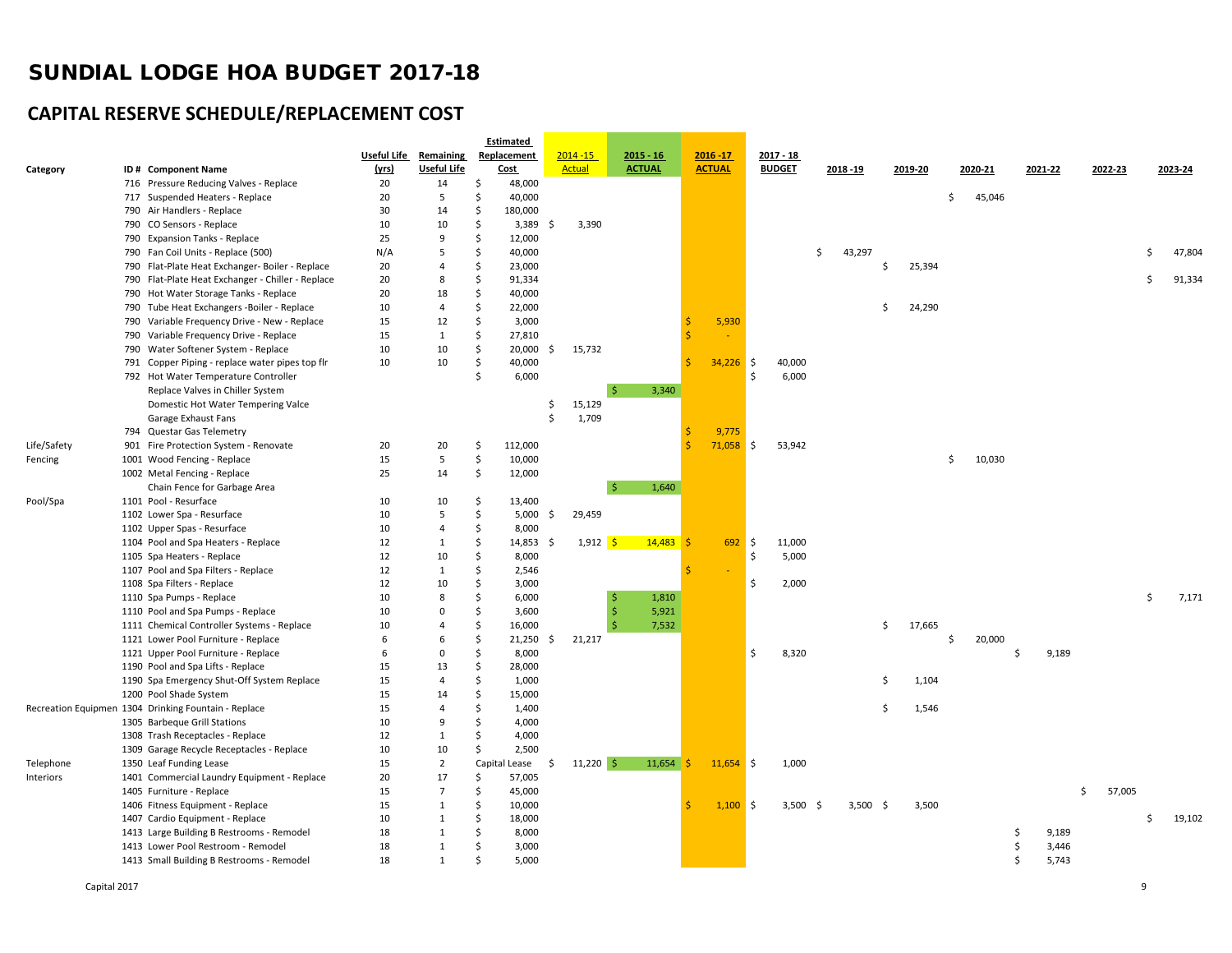# SUNDIAL LODGE HOA BUDGET 2017-18

## CAPITAL RESERVE SCHEDULE/REPLACEMENT COST

| Category | ID # | Component Name | Useful Life (yrs) | Remaining Useful Life | Estimated Replacement Cost | 2014 -15 Actual | 2015 - 16 ACTUAL | 2016 -17 ACTUAL | 2017 - 18 BUDGET | 2018 -19 | 2019-20 | 2020-21 | 2021-22 | 2022-23 | 2023-24 |
|---|---|---|---|---|---|---|---|---|---|---|---|---|---|---|---|
| | 716 | Pressure Reducing Valves - Replace | 20 | 14 | $ 48,000 | | | | | | | | | | |
| | 717 | Suspended Heaters - Replace | 20 | 5 | $ 40,000 | | | | | | | $ 45,046 | | | |
| | 790 | Air Handlers - Replace | 30 | 14 | $ 180,000 | | | | | | | | | | |
| | 790 | CO Sensors - Replace | 10 | 10 | $ 3,389 | $ 3,390 | | | | | | | | | |
| | 790 | Expansion Tanks - Replace | 25 | 9 | $ 12,000 | | | | | | | | | | |
| | 790 | Fan Coil Units - Replace (500) | N/A | 5 | $ 40,000 | | | | | $ 43,297 | | | | | $ 47,804 |
| | 790 | Flat-Plate Heat Exchanger- Boiler - Replace | 20 | 4 | $ 23,000 | | | | | | $ 25,394 | | | | |
| | 790 | Flat-Plate Heat Exchanger - Chiller - Replace | 20 | 8 | $ 91,334 | | | | | | | | | | $ 91,334 |
| | 790 | Hot Water Storage Tanks - Replace | 20 | 18 | $ 40,000 | | | | | | | | | | |
| | 790 | Tube Heat Exchangers -Boiler - Replace | 10 | 4 | $ 22,000 | | | | | | $ 24,290 | | | | |
| | 790 | Variable Frequency Drive - New - Replace | 15 | 12 | $ 3,000 | | | $ 5,930 | | | | | | | |
| | 790 | Variable Frequency Drive - Replace | 15 | 1 | $ 27,810 | | | $ - | | | | | | | |
| | 790 | Water Softener System - Replace | 10 | 10 | $ 20,000 | $ 15,732 | | | | | | | | | |
| | 791 | Copper Piping - replace water pipes top flr | 10 | 10 | $ 40,000 | | | $ 34,226 | $ 40,000 | | | | | | |
| | 792 | Hot Water Temperature Controller | | | $ 6,000 | | | | $ 6,000 | | | | | | |
| | | Replace Valves in Chiller System | | | | | $ 3,340 | | | | | | | | |
| | | Domestic Hot Water Tempering Valce | | | | $ 15,129 | | | | | | | | | |
| | | Garage Exhaust Fans | | | | $ 1,709 | | | | | | | | | |
| | 794 | Questar Gas Telemetry | | | | | | $ 9,775 | | | | | | | |
| Life/Safety | 901 | Fire Protection System - Renovate | 20 | 20 | $ 112,000 | | | $ 71,058 | $ 53,942 | | | | | | |
| Fencing | 1001 | Wood Fencing - Replace | 15 | 5 | $ 10,000 | | | | | | | $ 10,030 | | | |
| | 1002 | Metal Fencing - Replace | 25 | 14 | $ 12,000 | | | | | | | | | | |
| | | Chain Fence for Garbage Area | | | | | $ 1,640 | | | | | | | | |
| Pool/Spa | 1101 | Pool - Resurface | 10 | 10 | $ 13,400 | | | | | | | | | | |
| | 1102 | Lower Spa - Resurface | 10 | 5 | $ 5,000 | $ 29,459 | | | | | | | | | |
| | 1102 | Upper Spas - Resurface | 10 | 4 | $ 8,000 | | | | | | | | | | |
| | 1104 | Pool and Spa Heaters - Replace | 12 | 1 | $ 14,853 | $ 1,912 | $ 14,483 | $ 692 | $ 11,000 | | | | | | |
| | 1105 | Spa Heaters - Replace | 12 | 10 | $ 8,000 | | | | $ 5,000 | | | | | | |
| | 1107 | Pool and Spa Filters - Replace | 12 | 1 | $ 2,546 | | | $ - | | | | | | | |
| | 1108 | Spa Filters - Replace | 12 | 10 | $ 3,000 | | | | $ 2,000 | | | | | | |
| | 1110 | Spa Pumps - Replace | 10 | 8 | $ 6,000 | | $ 1,810 | | | | | | | | $ 7,171 |
| | 1110 | Pool and Spa Pumps - Replace | 10 | 0 | $ 3,600 | | $ 5,921 | | | | | | | | |
| | 1111 | Chemical Controller Systems - Replace | 10 | 4 | $ 16,000 | | $ 7,532 | | | | $ 17,665 | | | | |
| | 1121 | Lower Pool Furniture - Replace | 6 | 6 | $ 21,250 | $ 21,217 | | | | | | $ 20,000 | | | |
| | 1121 | Upper Pool Furniture - Replace | 6 | 0 | $ 8,000 | | | | $ 8,320 | | | | $ 9,189 | | |
| | 1190 | Pool and Spa Lifts - Replace | 15 | 13 | $ 28,000 | | | | | | | | | | |
| | 1190 | Spa Emergency Shut-Off System Replace | 15 | 4 | $ 1,000 | | | | | | $ 1,104 | | | | |
| | 1200 | Pool Shade System | 15 | 14 | $ 15,000 | | | | | | | | | | |
| Recreation Equipmen | 1304 | Drinking Fountain - Replace | 15 | 4 | $ 1,400 | | | | | | $ 1,546 | | | | |
| | 1305 | Barbeque Grill Stations | 10 | 9 | $ 4,000 | | | | | | | | | | |
| | 1308 | Trash Receptacles - Replace | 12 | 1 | $ 4,000 | | | | | | | | | | |
| | 1309 | Garage Recycle Receptacles - Replace | 10 | 10 | $ 2,500 | | | | | | | | | | |
| Telephone | 1350 | Leaf Funding Lease | 15 | 2 | Capital Lease | $ 11,220 | $ 11,654 | $ 11,654 | $ 1,000 | | | | | | |
| Interiors | 1401 | Commercial Laundry Equipment - Replace | 20 | 17 | $ 57,005 | | | | | | | | | | |
| | 1405 | Furniture - Replace | 15 | 7 | $ 45,000 | | | | | | | | | $ 57,005 | |
| | 1406 | Fitness Equipment - Replace | 15 | 1 | $ 10,000 | | | $ 1,100 | $ 3,500 | $ 3,500 | $ 3,500 | | | | |
| | 1407 | Cardio Equipment - Replace | 10 | 1 | $ 18,000 | | | | | | | | | | $ 19,102 |
| | 1413 | Large Building B Restrooms - Remodel | 18 | 1 | $ 8,000 | | | | | | | | $ 9,189 | | |
| | 1413 | Lower Pool Restroom - Remodel | 18 | 1 | $ 3,000 | | | | | | | | $ 3,446 | | |
| | 1413 | Small Building B Restrooms - Remodel | 18 | 1 | $ 5,000 | | | | | | | | $ 5,743 | | |

Capital 2017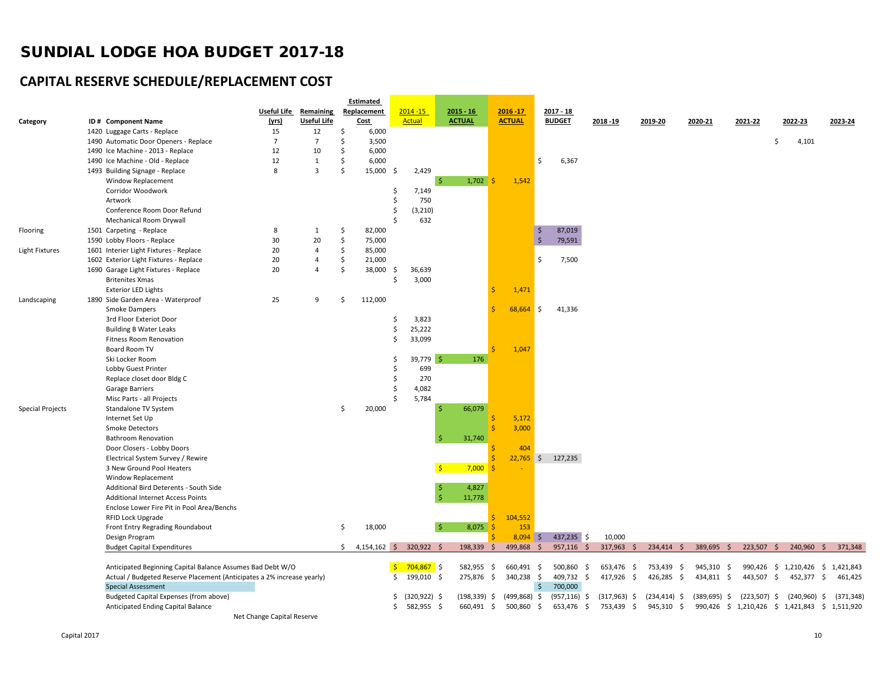# SUNDIAL LODGE HOA BUDGET 2017-18

## CAPITAL RESERVE SCHEDULE/REPLACEMENT COST

| Category | ID # | Component Name | Useful Life (yrs) | Remaining Useful Life | Estimated Replacement Cost | 2014 -15 Actual | 2015 - 16 ACTUAL | 2016 -17 ACTUAL | 2017 - 18 BUDGET | 2018 -19 | 2019-20 | 2020-21 | 2021-22 | 2022-23 | 2023-24 |
|---|---|---|---|---|---|---|---|---|---|---|---|---|---|---|---|
| | 1420 | Luggage Carts - Replace | 15 | 12 | $ 6,000 | | | | | | | | | | |
| | 1490 | Automatic Door Openers - Replace | 7 | 7 | $ 3,500 | | | | | | | | | $ 4,101 | |
| | 1490 | Ice Machine - 2013 - Replace | 12 | 10 | $ 6,000 | | | | | | | | | | |
| | 1490 | Ice Machine - Old - Replace | 12 | 1 | $ 6,000 | | | | $ 6,367 | | | | | | |
| | 1493 | Building Signage - Replace | 8 | 3 | $ 15,000 | $ 2,429 | | | | | | | | | |
| | | Window Replacement | | | | | $ 1,702 | $ 1,542 | | | | | | | |
| | | Corridor Woodwork | | | | $ 7,149 | | | | | | | | | |
| | | Artwork | | | | $ 750 | | | | | | | | | |
| | | Conference Room Door Refund | | | | $ (3,210) | | | | | | | | | |
| | | Mechanical Room Drywall | | | | $ 632 | | | | | | | | | |
| Flooring | 1501 | Carpeting - Replace | 8 | 1 | $ 82,000 | | | | $ 87,019 | | | | | | |
| | 1590 | Lobby Floors - Replace | 30 | 20 | $ 75,000 | | | | $ 79,591 | | | | | | |
| Light Fixtures | 1601 | Interier Light Fixtures - Replace | 20 | 4 | $ 85,000 | | | | | | | | | | |
| | 1602 | Exterior Light Fixtures - Replace | 20 | 4 | $ 21,000 | | | | $ 7,500 | | | | | | |
| | 1690 | Garage Light Fixtures - Replace | 20 | 4 | $ 38,000 | $ 36,639 | | | | | | | | | |
| | | Britenites Xmas | | | | $ 3,000 | | | | | | | | | |
| | | Exterior LED Lights | | | | | | $ 1,471 | | | | | | | |
| Landscaping | 1890 | Side Garden Area - Waterproof | 25 | 9 | $ 112,000 | | | | | | | | | | |
| | | Smoke Dampers | | | | | | $ 68,664 | $ 41,336 | | | | | | |
| | | 3rd Floor Exteriot Door | | | | $ 3,823 | | | | | | | | | |
| | | Building B Water Leaks | | | | $ 25,222 | | | | | | | | | |
| | | Fitness Room Renovation | | | | $ 33,099 | | | | | | | | | |
| | | Board Room TV | | | | | | $ 1,047 | | | | | | | |
| | | Ski Locker Room | | | | $ 39,779 | $ 176 | | | | | | | | |
| | | Lobby Guest Printer | | | | $ 699 | | | | | | | | | |
| | | Replace closet door Bldg C | | | | $ 270 | | | | | | | | | |
| | | Garage Barriers | | | | $ 4,082 | | | | | | | | | |
| | | Misc Parts - all Projects | | | | $ 5,784 | | | | | | | | | |
| Special Projects | | Standalone TV System | | | $ 20,000 | | $ 66,079 | | | | | | | | |
| | | Internet Set Up | | | | | | $ 5,172 | | | | | | | |
| | | Smoke Detectors | | | | | | $ 3,000 | | | | | | | |
| | | Bathroom Renovation | | | | | $ 31,740 | | | | | | | | |
| | | Door Closers - Lobby Doors | | | | | | $ 404 | | | | | | | |
| | | Electrical System Survey / Rewire | | | | | | $ 22,765 | $ 127,235 | | | | | | |
| | | 3 New Ground Pool Heaters | | | | | $ 7,000 | $ - | | | | | | | |
| | | Window Replacement | | | | | | | | | | | | | |
| | | Additional Bird Deterents - South Side | | | | | $ 4,827 | | | | | | | | |
| | | Additional Internet Access Points | | | | | $ 11,778 | | | | | | | | |
| | | Enclose Lower Fire Pit in Pool Area/Benchs | | | | | | | | | | | | | |
| | | RFID Lock Upgrade | | | | | | $ 104,552 | | | | | | | |
| | | Front Entry Regrading Roundabout | | | $ 18,000 | | $ 8,075 | $ 153 | | | | | | | |
| | | Design Program | | | | | | $ 8,094 | $ 437,235 | $ 10,000 | | | | | |
| | | Budget Capital Expenditures | | | $ 4,154,162 | $ 320,922 | $ 198,339 | $ 499,868 | $ 957,116 | $ 317,963 | $ 234,414 | $ 389,695 | $ 223,507 | $ 240,960 | $ 371,348 |
| | | | | | | | | | | | | | | | |
| | | Anticipated Beginning Capital Balance Assumes Bad Debt W/O | | | | $ 704,867 | $ 582,955 | $ 660,491 | $ 500,860 | $ 653,476 | $ 753,439 | $ 945,310 | $ 990,426 | $ 1,210,426 | $ 1,421,843 |
| | | Actual / Budgeted Reserve Placement (Anticipates a 2% increase yearly) | | | | $ 199,010 | $ 275,876 | $ 340,238 | $ 409,732 | $ 417,926 | $ 426,285 | $ 434,811 | $ 443,507 | $ 452,377 | $ 461,425 |
| | | Special Assessment | | | | | | | $ 700,000 | | | | | | |
| | | Budgeted Capital Expenses (from above) | | | | $ (320,922) | $ (198,339) | $ (499,868) | $ (957,116) | $ (317,963) | $ (234,414) | $ (389,695) | $ (223,507) | $ (240,960) | $ (371,348) |
| | | Anticipated Ending Capital Balance | | | | $ 582,955 | $ 660,491 | $ 500,860 | $ 653,476 | $ 753,439 | $ 945,310 | $ 990,426 | $ 1,210,426 | $ 1,421,843 | $ 1,511,920 |

Net Change Capital Reserve

Capital 2017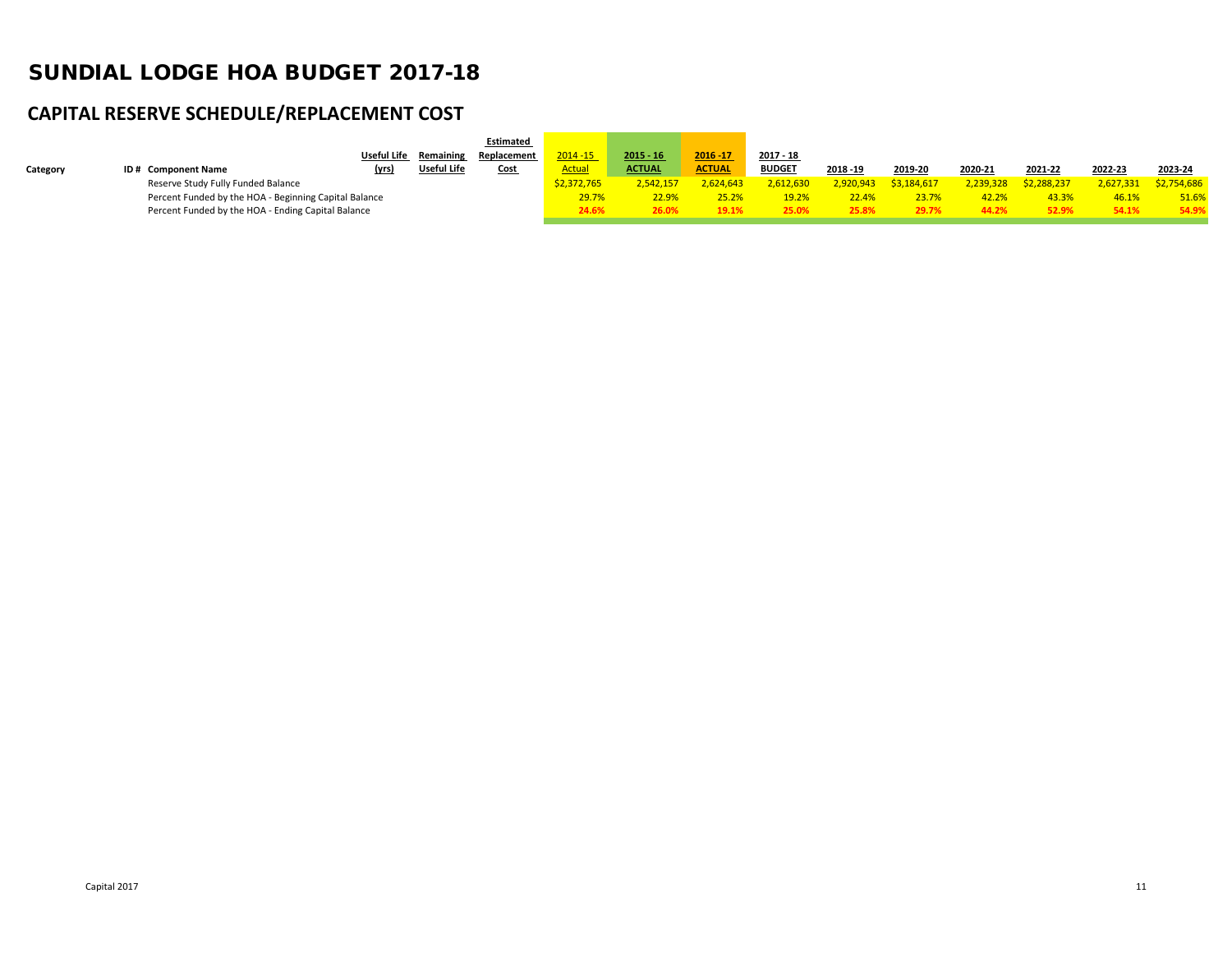# SUNDIAL LODGE HOA BUDGET 2017-18

## CAPITAL RESERVE SCHEDULE/REPLACEMENT COST

| Category | ID # | Component Name | Useful Life (yrs) | Remaining Useful Life | Estimated Replacement Cost | 2014 -15 Actual | 2015 - 16 ACTUAL | 2016 -17 ACTUAL | 2017 - 18 BUDGET | 2018 -19 | 2019-20 | 2020-21 | 2021-22 | 2022-23 | 2023-24 |
|---|---|---|---|---|---|---|---|---|---|---|---|---|---|---|---|
| | | Reserve Study Fully Funded Balance | | | | $2,372,765 | 2,542,157 | 2,624,643 | 2,612,630 | 2,920,943 | $3,184,617 | 2,239,328 | $2,288,237 | 2,627,331 | $2,754,686 |
| | | Percent Funded by the HOA - Beginning Capital Balance | | | | 29.7% | 22.9% | 25.2% | 19.2% | 22.4% | 23.7% | 42.2% | 43.3% | 46.1% | 51.6% |
| | | Percent Funded by the HOA - Ending Capital Balance | | | | **24.6%** | **26.0%** | **19.1%** | **25.0%** | **25.8%** | **29.7%** | **44.2%** | **52.9%** | **54.1%** | **54.9%** |

Capital 2017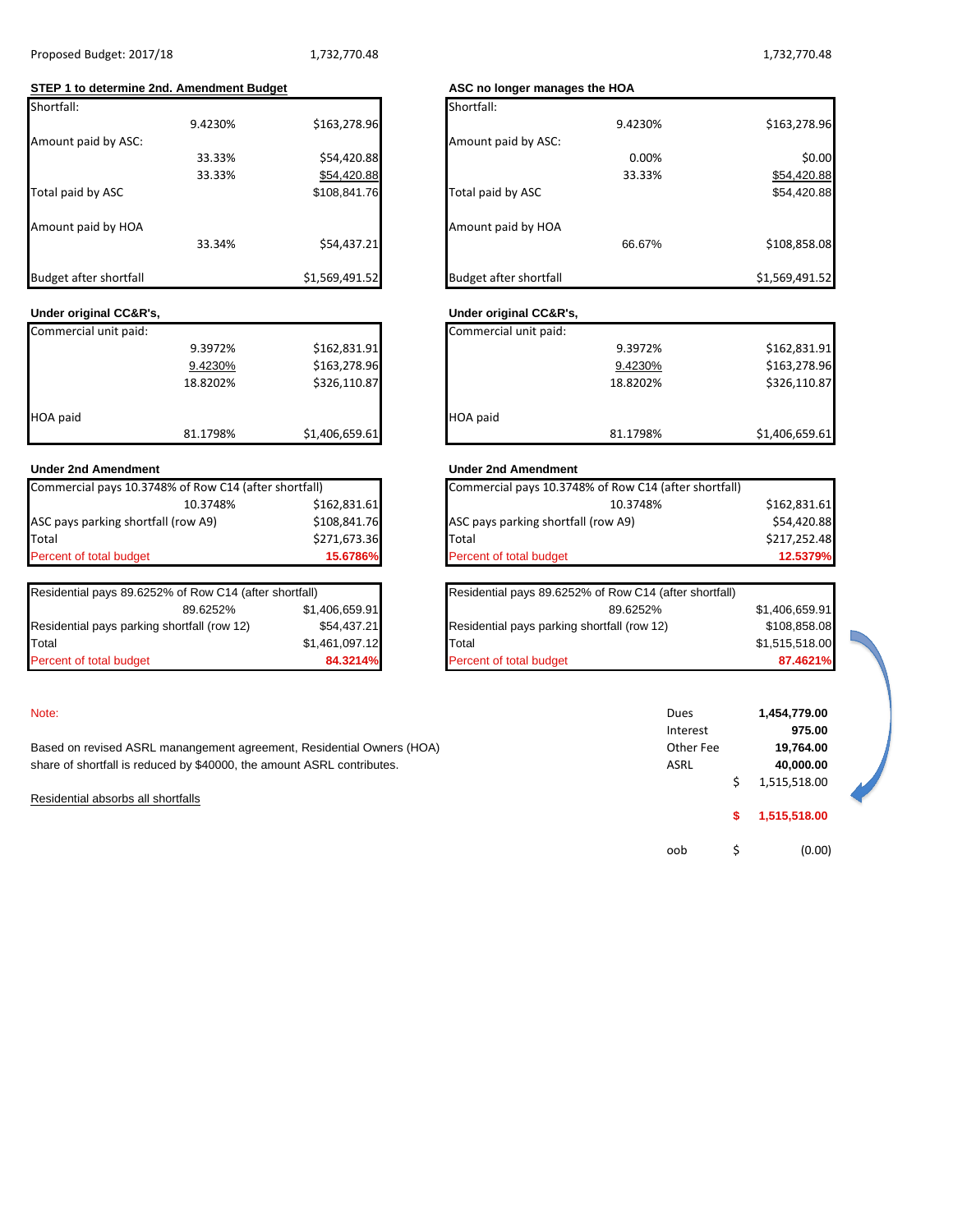Proposed Budget: 2017/18 1,732,770.48 1,732,770.48

**STEP 1 to determine 2nd. Amendment Budget**

| | | |
|---|---|---|
| Shortfall: | | |
| | 9.4230% | $163,278.96 |
| Amount paid by ASC: | | |
| | 33.33% | $54,420.88 |
| | 33.33% | $54,420.88 |
| Total paid by ASC | | $108,841.76 |
| Amount paid by HOA | | |
| | 33.34% | $54,437.21 |
| Budget after shortfall | | $1,569,491.52 |

**ASC no longer manages the HOA**

| | | |
|---|---|---|
| Shortfall: | | |
| | 9.4230% | $163,278.96 |
| Amount paid by ASC: | | |
| | 0.00% | $0.00 |
| | 33.33% | $54,420.88 |
| Total paid by ASC | | $54,420.88 |
| Amount paid by HOA | | |
| | 66.67% | $108,858.08 |
| Budget after shortfall | | $1,569,491.52 |

**Under original CC&R's,**

| | | |
|---|---|---|
| Commercial unit paid: | | |
| | 9.3972% | $162,831.91 |
| | 9.4230% | $163,278.96 |
| | 18.8202% | $326,110.87 |
| HOA paid | | |
| | 81.1798% | $1,406,659.61 |

**Under original CC&R's,**

| | | |
|---|---|---|
| Commercial unit paid: | | |
| | 9.3972% | $162,831.91 |
| | 9.4230% | $163,278.96 |
| | 18.8202% | $326,110.87 |
| HOA paid | | |
| | 81.1798% | $1,406,659.61 |

**Under 2nd Amendment**

| | | |
|---|---|---|
| Commercial pays 10.3748% of Row C14 (after shortfall) | | |
| | 10.3748% | $162,831.61 |
| ASC pays parking shortfall (row A9) | | $108,841.76 |
| Total | | $271,673.36 |
| Percent of total budget | | **15.6786%** |

| | | |
|---|---|---|
| Residential pays 89.6252% of Row C14 (after shortfall) | | |
| | 89.6252% | $1,406,659.91 |
| Residential pays parking shortfall (row 12) | | $54,437.21 |
| Total | | $1,461,097.12 |
| Percent of total budget | | **84.3214%** |

**Under 2nd Amendment**

| | | |
|---|---|---|
| Commercial pays 10.3748% of Row C14 (after shortfall) | | |
| | 10.3748% | $162,831.61 |
| ASC pays parking shortfall (row A9) | | $54,420.88 |
| Total | | $217,252.48 |
| Percent of total budget | | **12.5379%** |

| | | |
|---|---|---|
| Residential pays 89.6252% of Row C14 (after shortfall) | | |
| | 89.6252% | $1,406,659.91 |
| Residential pays parking shortfall (row 12) | | $108,858.08 |
| Total | | $1,515,518.00 |
| Percent of total budget | | **87.4621%** |

Note:

Based on revised ASRL manangement agreement, Residential Owners (HOA) share of shortfall is reduced by $40000, the amount ASRL contributes.

Residential absorbs all shortfalls

| | | |
|---|---|---|
| Dues | | **1,454,779.00** |
| Interest | | **975.00** |
| Other Fee | | **19,764.00** |
| ASRL | | **40,000.00** |
| | $ | 1,515,518.00 |
| | **$** | **1,515,518.00** |
| oob | $ | (0.00) |